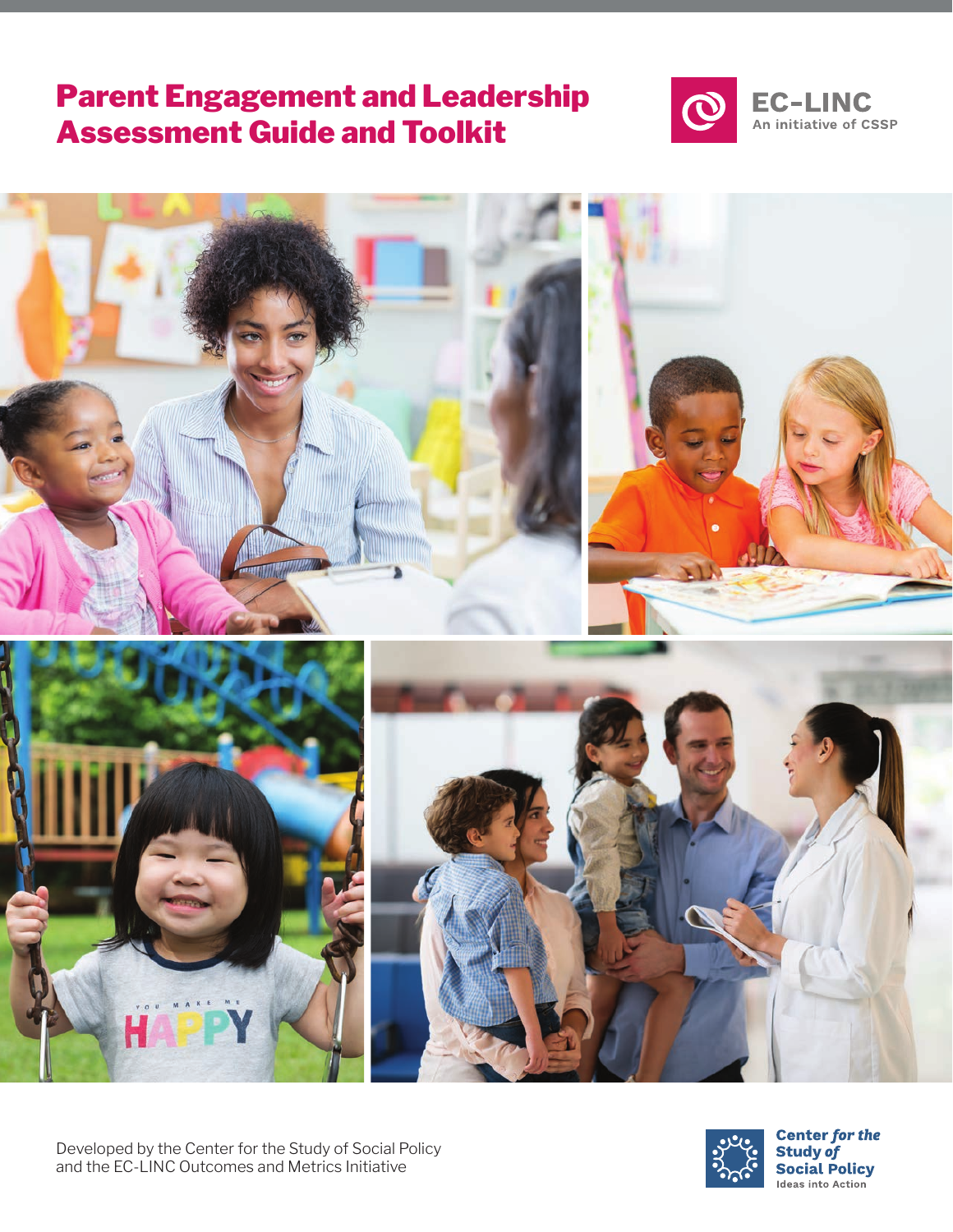# Parent Engagement and Leadership Assessment Guide and Toolkit

EC-LINC
An initiative of CSSP

Developed by the Center for the Study of Social Policy and the EC-LINC Outcomes and Metrics Initiative

Center *for the* Study *of* Social Policy
Ideas into Action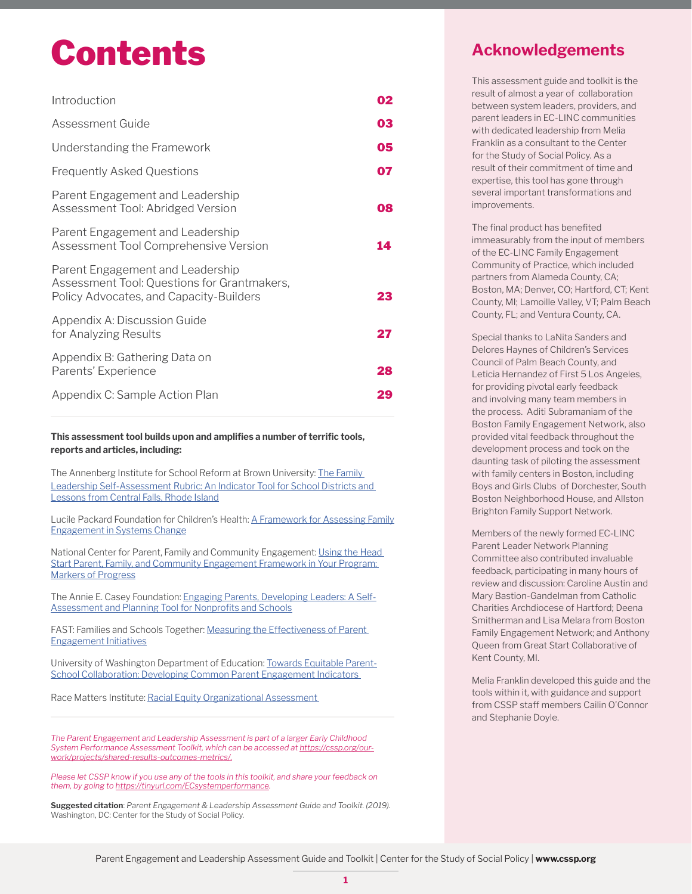# Contents

| | |
|---|---|
| Introduction | 02 |
| Assessment Guide | 03 |
| Understanding the Framework | 05 |
| Frequently Asked Questions | 07 |
| Parent Engagement and Leadership Assessment Tool: Abridged Version | 08 |
| Parent Engagement and Leadership Assessment Tool Comprehensive Version | 14 |
| Parent Engagement and Leadership Assessment Tool: Questions for Grantmakers, Policy Advocates, and Capacity-Builders | 23 |
| Appendix A: Discussion Guide for Analyzing Results | 27 |
| Appendix B: Gathering Data on Parents' Experience | 28 |
| Appendix C: Sample Action Plan | 29 |

**This assessment tool builds upon and amplifies a number of terrific tools, reports and articles, including:**

The Annenberg Institute for School Reform at Brown University: The Family Leadership Self-Assessment Rubric: An Indicator Tool for School Districts and Lessons from Central Falls, Rhode Island

Lucile Packard Foundation for Children's Health: A Framework for Assessing Family Engagement in Systems Change

National Center for Parent, Family and Community Engagement: Using the Head Start Parent, Family, and Community Engagement Framework in Your Program: Markers of Progress

The Annie E. Casey Foundation: Engaging Parents, Developing Leaders: A Self-Assessment and Planning Tool for Nonprofits and Schools

FAST: Families and Schools Together: Measuring the Effectiveness of Parent Engagement Initiatives

University of Washington Department of Education: Towards Equitable Parent-School Collaboration: Developing Common Parent Engagement Indicators

Race Matters Institute: Racial Equity Organizational Assessment

*The Parent Engagement and Leadership Assessment is part of a larger Early Childhood System Performance Assessment Toolkit, which can be accessed at https://cssp.org/our-work/projects/shared-results-outcomes-metrics/.*

*Please let CSSP know if you use any of the tools in this toolkit, and share your feedback on them, by going to https://tinyurl.com/ECsystemperformance.*

**Suggested citation**: *Parent Engagement & Leadership Assessment Guide and Toolkit. (2019).* Washington, DC: Center for the Study of Social Policy.

## Acknowledgements

This assessment guide and toolkit is the result of almost a year of collaboration between system leaders, providers, and parent leaders in EC-LINC communities with dedicated leadership from Melia Franklin as a consultant to the Center for the Study of Social Policy. As a result of their commitment of time and expertise, this tool has gone through several important transformations and improvements.

The final product has benefited immeasurably from the input of members of the EC-LINC Family Engagement Community of Practice, which included partners from Alameda County, CA; Boston, MA; Denver, CO; Hartford, CT; Kent County, MI; Lamoille Valley, VT; Palm Beach County, FL; and Ventura County, CA.

Special thanks to LaNita Sanders and Delores Haynes of Children's Services Council of Palm Beach County, and Leticia Hernandez of First 5 Los Angeles, for providing pivotal early feedback and involving many team members in the process. Aditi Subramaniam of the Boston Family Engagement Network, also provided vital feedback throughout the development process and took on the daunting task of piloting the assessment with family centers in Boston, including Boys and Girls Clubs of Dorchester, South Boston Neighborhood House, and Allston Brighton Family Support Network.

Members of the newly formed EC-LINC Parent Leader Network Planning Committee also contributed invaluable feedback, participating in many hours of review and discussion: Caroline Austin and Mary Bastion-Gandelman from Catholic Charities Archdiocese of Hartford; Deena Smitherman and Lisa Melara from Boston Family Engagement Network; and Anthony Queen from Great Start Collaborative of Kent County, MI.

Melia Franklin developed this guide and the tools within it, with guidance and support from CSSP staff members Cailin O'Connor and Stephanie Doyle.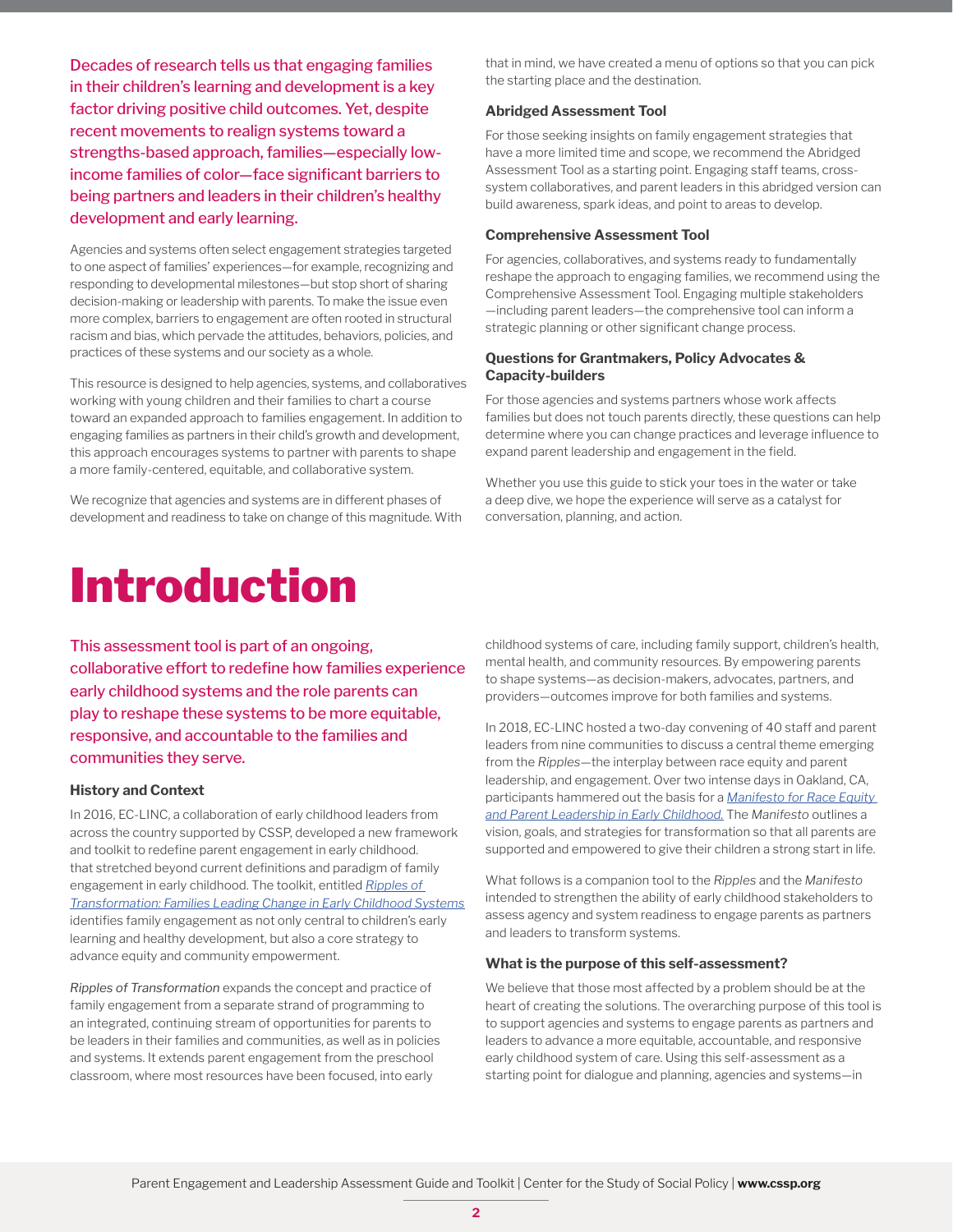Decades of research tells us that engaging families in their children's learning and development is a key factor driving positive child outcomes. Yet, despite recent movements to realign systems toward a strengths-based approach, families—especially low-income families of color—face significant barriers to being partners and leaders in their children's healthy development and early learning.

Agencies and systems often select engagement strategies targeted to one aspect of families' experiences—for example, recognizing and responding to developmental milestones—but stop short of sharing decision-making or leadership with parents. To make the issue even more complex, barriers to engagement are often rooted in structural racism and bias, which pervade the attitudes, behaviors, policies, and practices of these systems and our society as a whole.

This resource is designed to help agencies, systems, and collaboratives working with young children and their families to chart a course toward an expanded approach to families engagement. In addition to engaging families as partners in their child's growth and development, this approach encourages systems to partner with parents to shape a more family-centered, equitable, and collaborative system.

We recognize that agencies and systems are in different phases of development and readiness to take on change of this magnitude. With that in mind, we have created a menu of options so that you can pick the starting place and the destination.

**Abridged Assessment Tool**

For those seeking insights on family engagement strategies that have a more limited time and scope, we recommend the Abridged Assessment Tool as a starting point. Engaging staff teams, cross-system collaboratives, and parent leaders in this abridged version can build awareness, spark ideas, and point to areas to develop.

**Comprehensive Assessment Tool**

For agencies, collaboratives, and systems ready to fundamentally reshape the approach to engaging families, we recommend using the Comprehensive Assessment Tool. Engaging multiple stakeholders—including parent leaders—the comprehensive tool can inform a strategic planning or other significant change process.

**Questions for Grantmakers, Policy Advocates & Capacity-builders**

For those agencies and systems partners whose work affects families but does not touch parents directly, these questions can help determine where you can change practices and leverage influence to expand parent leadership and engagement in the field.

Whether you use this guide to stick your toes in the water or take a deep dive, we hope the experience will serve as a catalyst for conversation, planning, and action.

# Introduction

This assessment tool is part of an ongoing, collaborative effort to redefine how families experience early childhood systems and the role parents can play to reshape these systems to be more equitable, responsive, and accountable to the families and communities they serve.

### History and Context

In 2016, EC-LINC, a collaboration of early childhood leaders from across the country supported by CSSP, developed a new framework and toolkit to redefine parent engagement in early childhood. that stretched beyond current definitions and paradigm of family engagement in early childhood. The toolkit, entitled *Ripples of Transformation: Families Leading Change in Early Childhood Systems* identifies family engagement as not only central to children's early learning and healthy development, but also a core strategy to advance equity and community empowerment.

*Ripples of Transformation* expands the concept and practice of family engagement from a separate strand of programming to an integrated, continuing stream of opportunities for parents to be leaders in their families and communities, as well as in policies and systems. It extends parent engagement from the preschool classroom, where most resources have been focused, into early childhood systems of care, including family support, children's health, mental health, and community resources. By empowering parents to shape systems—as decision-makers, advocates, partners, and providers—outcomes improve for both families and systems.

In 2018, EC-LINC hosted a two-day convening of 40 staff and parent leaders from nine communities to discuss a central theme emerging from the *Ripples*—the interplay between race equity and parent leadership, and engagement. Over two intense days in Oakland, CA, participants hammered out the basis for a *Manifesto for Race Equity and Parent Leadership in Early Childhood.* The *Manifesto* outlines a vision, goals, and strategies for transformation so that all parents are supported and empowered to give their children a strong start in life.

What follows is a companion tool to the *Ripples* and the *Manifesto* intended to strengthen the ability of early childhood stakeholders to assess agency and system readiness to engage parents as partners and leaders to transform systems.

### What is the purpose of this self-assessment?

We believe that those most affected by a problem should be at the heart of creating the solutions. The overarching purpose of this tool is to support agencies and systems to engage parents as partners and leaders to advance a more equitable, accountable, and responsive early childhood system of care. Using this self-assessment as a starting point for dialogue and planning, agencies and systems—in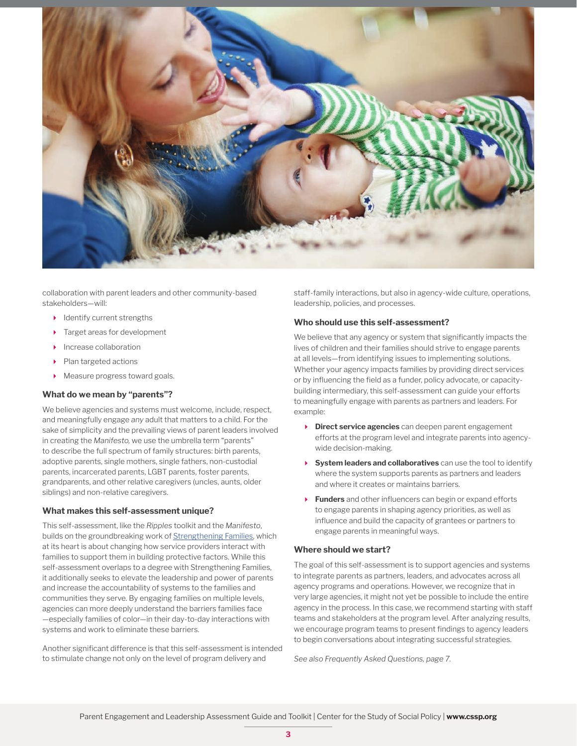collaboration with parent leaders and other community-based stakeholders—will:

- Identify current strengths
- Target areas for development
- Increase collaboration
- Plan targeted actions
- Measure progress toward goals.

### What do we mean by "parents"?

We believe agencies and systems must welcome, include, respect, and meaningfully engage *any* adult that matters to a child. For the sake of simplicity and the prevailing views of parent leaders involved in creating the *Manifesto,* we use the umbrella term "parents" to describe the full spectrum of family structures: birth parents, adoptive parents, single mothers, single fathers, non-custodial parents, incarcerated parents, LGBT parents, foster parents, grandparents, and other relative caregivers (uncles, aunts, older siblings) and non-relative caregivers.

### What makes this self-assessment unique?

This self-assessment, like the *Ripples* toolkit and the *Manifesto*, builds on the groundbreaking work of Strengthening Families, which at its heart is about changing how service providers interact with families to support them in building protective factors. While this self-assessment overlaps to a degree with Strengthening Families, it additionally seeks to elevate the leadership and power of parents and increase the accountability of systems to the families and communities they serve. By engaging families on multiple levels, agencies can more deeply understand the barriers families face —especially families of color—in their day-to-day interactions with systems and work to eliminate these barriers.

Another significant difference is that this self-assessment is intended to stimulate change not only on the level of program delivery and staff-family interactions, but also in agency-wide culture, operations, leadership, policies, and processes.

### Who should use this self-assessment?

We believe that any agency or system that significantly impacts the lives of children and their families should strive to engage parents at all levels—from identifying issues to implementing solutions. Whether your agency impacts families by providing direct services or by influencing the field as a funder, policy advocate, or capacity-building intermediary, this self-assessment can guide your efforts to meaningfully engage with parents as partners and leaders. For example:

- **Direct service agencies** can deepen parent engagement efforts at the program level and integrate parents into agency-wide decision-making.
- **System leaders and collaboratives** can use the tool to identify where the system supports parents as partners and leaders and where it creates or maintains barriers.
- **Funders** and other influencers can begin or expand efforts to engage parents in shaping agency priorities, as well as influence and build the capacity of grantees or partners to engage parents in meaningful ways.

### Where should we start?

The goal of this self-assessment is to support agencies and systems to integrate parents as partners, leaders, and advocates across all agency programs and operations. However, we recognize that in very large agencies, it might not yet be possible to include the entire agency in the process. In this case, we recommend starting with staff teams and stakeholders at the program level. After analyzing results, we encourage program teams to present findings to agency leaders to begin conversations about integrating successful strategies.

*See also Frequently Asked Questions, page 7.*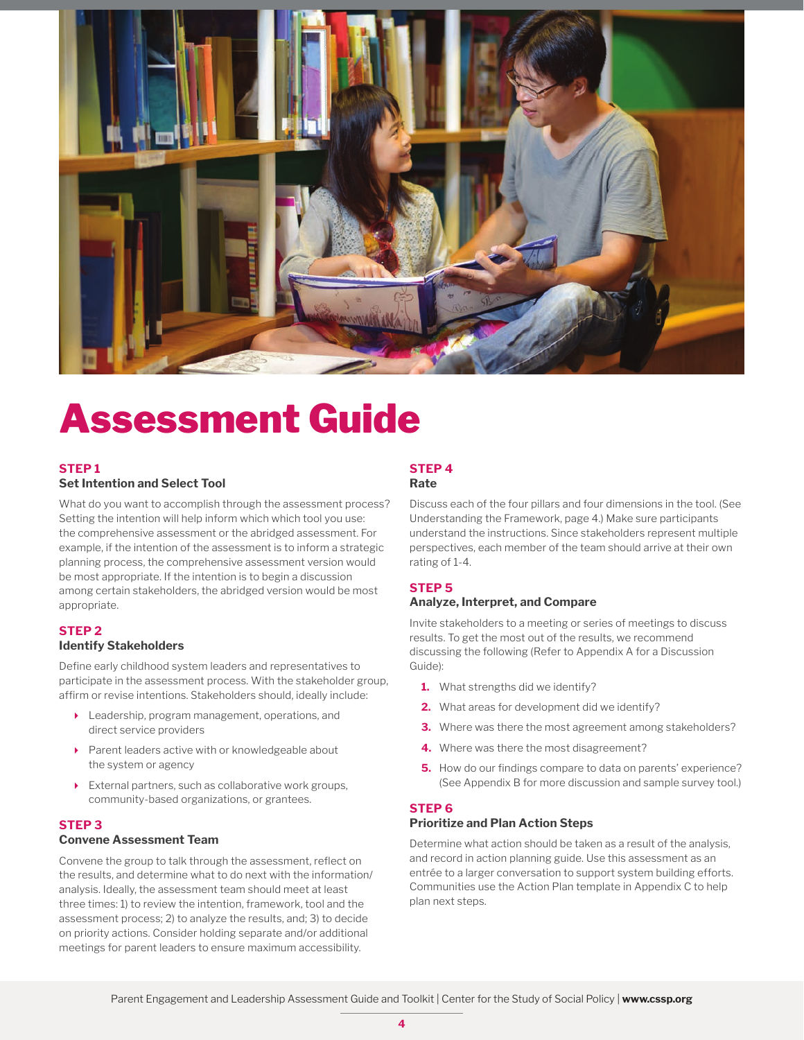# Assessment Guide

### STEP 1
**Set Intention and Select Tool**

What do you want to accomplish through the assessment process? Setting the intention will help inform which which tool you use: the comprehensive assessment or the abridged assessment. For example, if the intention of the assessment is to inform a strategic planning process, the comprehensive assessment version would be most appropriate. If the intention is to begin a discussion among certain stakeholders, the abridged version would be most appropriate.

### STEP 2
**Identify Stakeholders**

Define early childhood system leaders and representatives to participate in the assessment process. With the stakeholder group, affirm or revise intentions. Stakeholders should, ideally include:

- Leadership, program management, operations, and direct service providers
- Parent leaders active with or knowledgeable about the system or agency
- External partners, such as collaborative work groups, community-based organizations, or grantees.

### STEP 3
**Convene Assessment Team**

Convene the group to talk through the assessment, reflect on the results, and determine what to do next with the information/analysis. Ideally, the assessment team should meet at least three times: 1) to review the intention, framework, tool and the assessment process; 2) to analyze the results, and; 3) to decide on priority actions. Consider holding separate and/or additional meetings for parent leaders to ensure maximum accessibility.

### STEP 4
**Rate**

Discuss each of the four pillars and four dimensions in the tool. (See Understanding the Framework, page 4.) Make sure participants understand the instructions. Since stakeholders represent multiple perspectives, each member of the team should arrive at their own rating of 1-4.

### STEP 5
**Analyze, Interpret, and Compare**

Invite stakeholders to a meeting or series of meetings to discuss results. To get the most out of the results, we recommend discussing the following (Refer to Appendix A for a Discussion Guide):

1. What strengths did we identify?
2. What areas for development did we identify?
3. Where was there the most agreement among stakeholders?
4. Where was there the most disagreement?
5. How do our findings compare to data on parents' experience? (See Appendix B for more discussion and sample survey tool.)

### STEP 6
**Prioritize and Plan Action Steps**

Determine what action should be taken as a result of the analysis, and record in action planning guide. Use this assessment as an entrée to a larger conversation to support system building efforts. Communities use the Action Plan template in Appendix C to help plan next steps.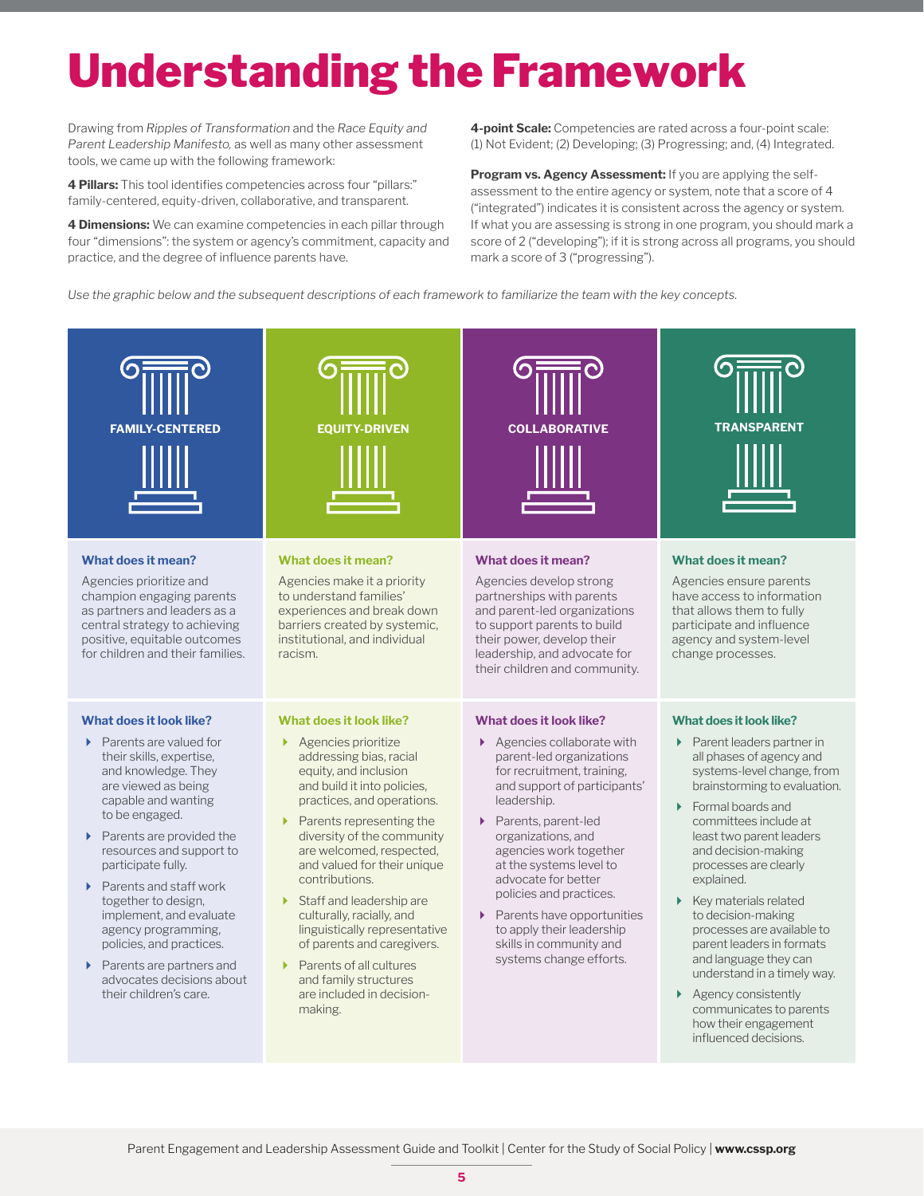# Understanding the Framework

Drawing from *Ripples of Transformation* and the *Race Equity and Parent Leadership Manifesto,* as well as many other assessment tools, we came up with the following framework:

**4 Pillars:** This tool identifies competencies across four "pillars:" family-centered, equity-driven, collaborative, and transparent.

**4 Dimensions:** We can examine competencies in each pillar through four "dimensions": the system or agency's commitment, capacity and practice, and the degree of influence parents have.

**4-point Scale:** Competencies are rated across a four-point scale: (1) Not Evident; (2) Developing; (3) Progressing; and, (4) Integrated.

**Program vs. Agency Assessment:** If you are applying the self-assessment to the entire agency or system, note that a score of 4 ("integrated") indicates it is consistent across the agency or system. If what you are assessing is strong in one program, you should mark a score of 2 ("developing"); if it is strong across all programs, you should mark a score of 3 ("progressing").

*Use the graphic below and the subsequent descriptions of each framework to familiarize the team with the key concepts.*

## FAMILY-CENTERED

### What does it mean?

Agencies prioritize and champion engaging parents as partners and leaders as a central strategy to achieving positive, equitable outcomes for children and their families.

### What does it look like?

- Parents are valued for their skills, expertise, and knowledge. They are viewed as being capable and wanting to be engaged.
- Parents are provided the resources and support to participate fully.
- Parents and staff work together to design, implement, and evaluate agency programming, policies, and practices.
- Parents are partners and advocates decisions about their children's care.

## EQUITY-DRIVEN

### What does it mean?

Agencies make it a priority to understand families' experiences and break down barriers created by systemic, institutional, and individual racism.

### What does it look like?

- Agencies prioritize addressing bias, racial equity, and inclusion and build it into policies, practices, and operations.
- Parents representing the diversity of the community are welcomed, respected, and valued for their unique contributions.
- Staff and leadership are culturally, racially, and linguistically representative of parents and caregivers.
- Parents of all cultures and family structures are included in decision-making.

## COLLABORATIVE

### What does it mean?

Agencies develop strong partnerships with parents and parent-led organizations to support parents to build their power, develop their leadership, and advocate for their children and community.

### What does it look like?

- Agencies collaborate with parent-led organizations for recruitment, training, and support of participants' leadership.
- Parents, parent-led organizations, and agencies work together at the systems level to advocate for better policies and practices.
- Parents have opportunities to apply their leadership skills in community and systems change efforts.

## TRANSPARENT

### What does it mean?

Agencies ensure parents have access to information that allows them to fully participate and influence agency and system-level change processes.

### What does it look like?

- Parent leaders partner in all phases of agency and systems-level change, from brainstorming to evaluation.
- Formal boards and committees include at least two parent leaders and decision-making processes are clearly explained.
- Key materials related to decision-making processes are available to parent leaders in formats and language they can understand in a timely way.
- Agency consistently communicates to parents how their engagement influenced decisions.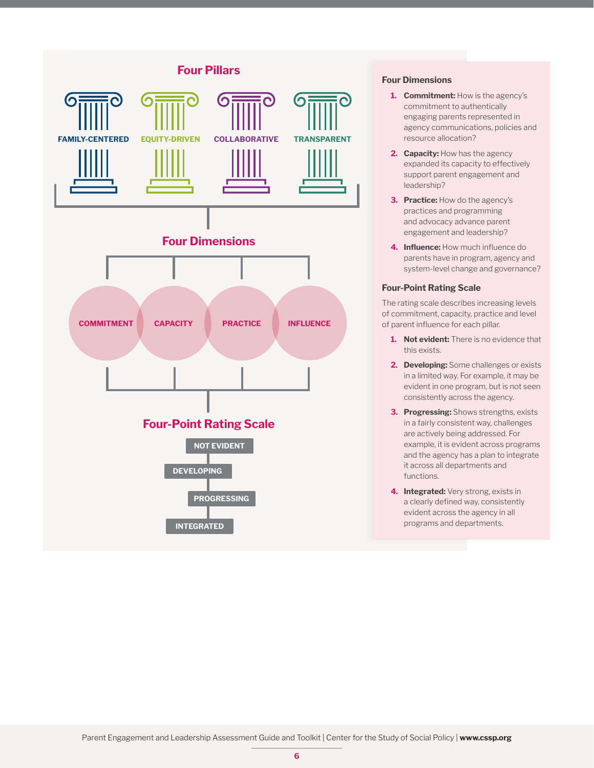## Four Pillars

FAMILY-CENTERED

EQUITY-DRIVEN

COLLABORATIVE

TRANSPARENT

## Four Dimensions

COMMITMENT

CAPACITY

PRACTICE

INFLUENCE

## Four-Point Rating Scale

NOT EVIDENT

DEVELOPING

PROGRESSING

INTEGRATED

### Four Dimensions

1. **Commitment:** How is the agency's commitment to authentically engaging parents represented in agency communications, policies and resource allocation?
2. **Capacity:** How has the agency expanded its capacity to effectively support parent engagement and leadership?
3. **Practice:** How do the agency's practices and programming and advocacy advance parent engagement and leadership?
4. **Influence:** How much influence do parents have in program, agency and system-level change and governance?

### Four-Point Rating Scale

The rating scale describes increasing levels of commitment, capacity, practice and level of parent influence for each pillar.

1. **Not evident:** There is no evidence that this exists.
2. **Developing:** Some challenges or exists in a limited way. For example, it may be evident in one program, but is not seen consistently across the agency.
3. **Progressing:** Shows strengths, exists in a fairly consistent way, challenges are actively being addressed. For example, it is evident across programs and the agency has a plan to integrate it across all departments and functions.
4. **Integrated:** Very strong, exists in a clearly defined way, consistently evident across the agency in all programs and departments.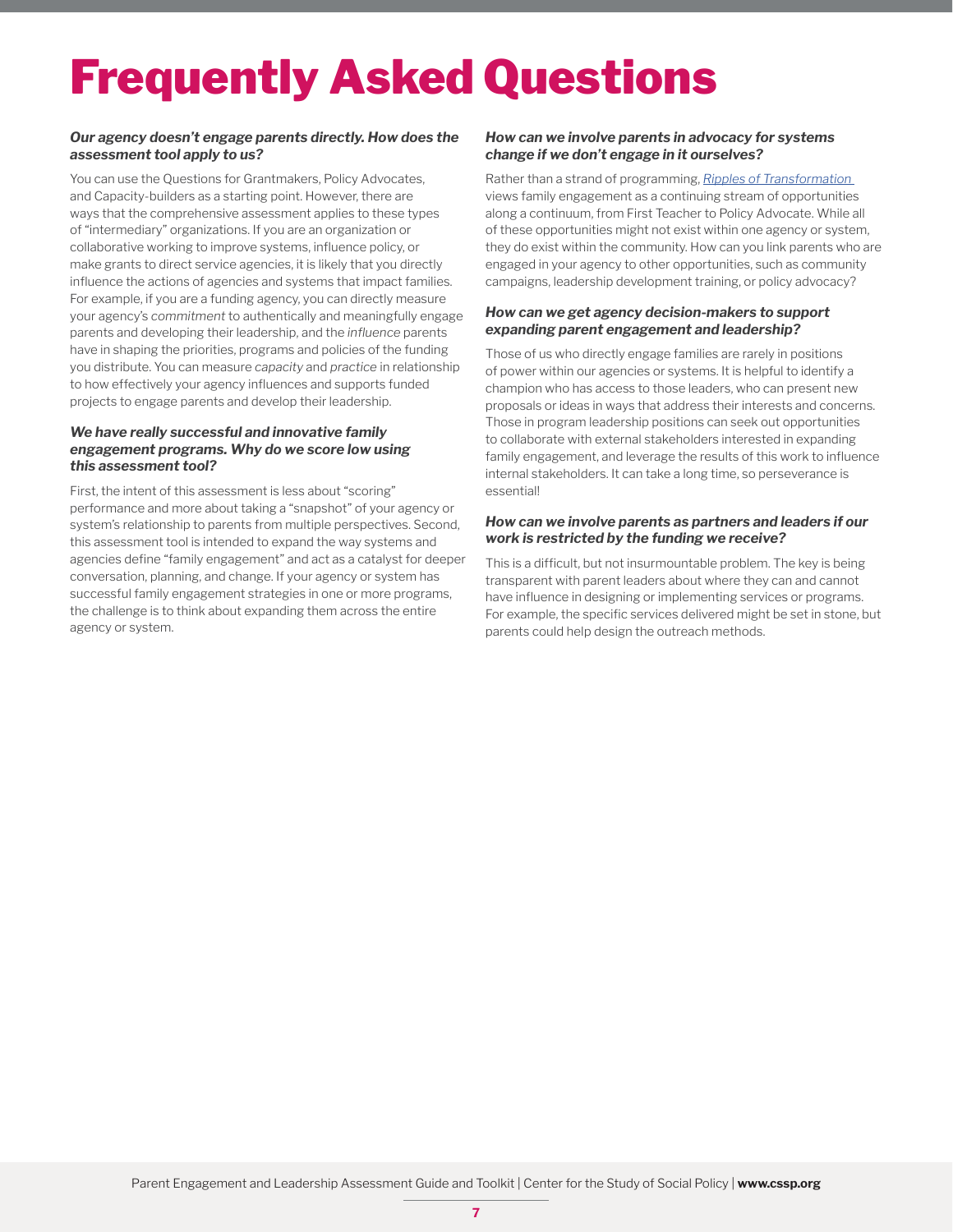# Frequently Asked Questions

***Our agency doesn't engage parents directly. How does the assessment tool apply to us?***

You can use the Questions for Grantmakers, Policy Advocates, and Capacity-builders as a starting point. However, there are ways that the comprehensive assessment applies to these types of "intermediary" organizations. If you are an organization or collaborative working to improve systems, influence policy, or make grants to direct service agencies, it is likely that you directly influence the actions of agencies and systems that impact families. For example, if you are a funding agency, you can directly measure your agency's *commitment* to authentically and meaningfully engage parents and developing their leadership, and the *influence* parents have in shaping the priorities, programs and policies of the funding you distribute. You can measure *capacity* and *practice* in relationship to how effectively your agency influences and supports funded projects to engage parents and develop their leadership.

***We have really successful and innovative family engagement programs. Why do we score low using this assessment tool?***

First, the intent of this assessment is less about "scoring" performance and more about taking a "snapshot" of your agency or system's relationship to parents from multiple perspectives. Second, this assessment tool is intended to expand the way systems and agencies define "family engagement" and act as a catalyst for deeper conversation, planning, and change. If your agency or system has successful family engagement strategies in one or more programs, the challenge is to think about expanding them across the entire agency or system.

***How can we involve parents in advocacy for systems change if we don't engage in it ourselves?***

Rather than a strand of programming, *Ripples of Transformation* views family engagement as a continuing stream of opportunities along a continuum, from First Teacher to Policy Advocate. While all of these opportunities might not exist within one agency or system, they do exist within the community. How can you link parents who are engaged in your agency to other opportunities, such as community campaigns, leadership development training, or policy advocacy?

***How can we get agency decision-makers to support expanding parent engagement and leadership?***

Those of us who directly engage families are rarely in positions of power within our agencies or systems. It is helpful to identify a champion who has access to those leaders, who can present new proposals or ideas in ways that address their interests and concerns. Those in program leadership positions can seek out opportunities to collaborate with external stakeholders interested in expanding family engagement, and leverage the results of this work to influence internal stakeholders. It can take a long time, so perseverance is essential!

***How can we involve parents as partners and leaders if our work is restricted by the funding we receive?***

This is a difficult, but not insurmountable problem. The key is being transparent with parent leaders about where they can and cannot have influence in designing or implementing services or programs. For example, the specific services delivered might be set in stone, but parents could help design the outreach methods.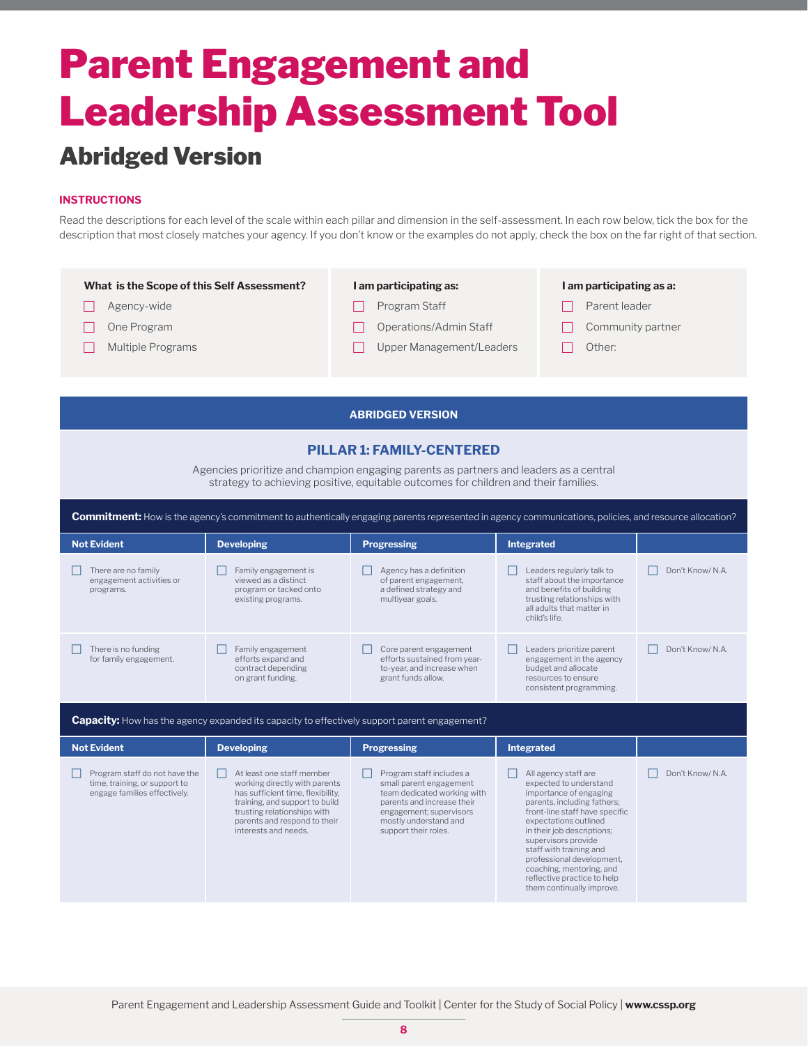# Parent Engagement and Leadership Assessment Tool

## Abridged Version

**INSTRUCTIONS**

Read the descriptions for each level of the scale within each pillar and dimension in the self-assessment. In each row below, tick the box for the description that most closely matches your agency. If you don't know or the examples do not apply, check the box on the far right of that section.

**What is the Scope of this Self Assessment?**

- ☐ Agency-wide
- ☐ One Program
- ☐ Multiple Programs

**I am participating as:**

- ☐ Program Staff
- ☐ Operations/Admin Staff
- ☐ Upper Management/Leaders

**I am participating as a:**

- ☐ Parent leader
- ☐ Community partner
- ☐ Other:

**ABRIDGED VERSION**

### PILLAR 1: FAMILY-CENTERED

Agencies prioritize and champion engaging parents as partners and leaders as a central strategy to achieving positive, equitable outcomes for children and their families.

**Commitment:** How is the agency's commitment to authentically engaging parents represented in agency communications, policies, and resource allocation?

| Not Evident | Developing | Progressing | Integrated | |
|---|---|---|---|---|
| ☐ There are no family engagement activities or programs. | ☐ Family engagement is viewed as a distinct program or tacked onto existing programs. | ☐ Agency has a definition of parent engagement, a defined strategy and multiyear goals. | ☐ Leaders regularly talk to staff about the importance and benefits of building trusting relationships with all adults that matter in child's life. | ☐ Don't Know/ N.A. |
| ☐ There is no funding for family engagement. | ☐ Family engagement efforts expand and contract depending on grant funding. | ☐ Core parent engagement efforts sustained from year-to-year, and increase when grant funds allow. | ☐ Leaders prioritize parent engagement in the agency budget and allocate resources to ensure consistent programming. | ☐ Don't Know/ N.A. |

**Capacity:** How has the agency expanded its capacity to effectively support parent engagement?

| Not Evident | Developing | Progressing | Integrated | |
|---|---|---|---|---|
| ☐ Program staff do not have the time, training, or support to engage families effectively. | ☐ At least one staff member working directly with parents has sufficient time, flexibility, training, and support to build trusting relationships with parents and respond to their interests and needs. | ☐ Program staff includes a small parent engagement team dedicated working with parents and increase their engagement; supervisors mostly understand and support their roles. | ☐ All agency staff are expected to understand importance of engaging parents, including fathers; front-line staff have specific expectations outlined in their job descriptions; supervisors provide staff with training and professional development, coaching, mentoring, and reflective practice to help them continually improve. | ☐ Don't Know/ N.A. |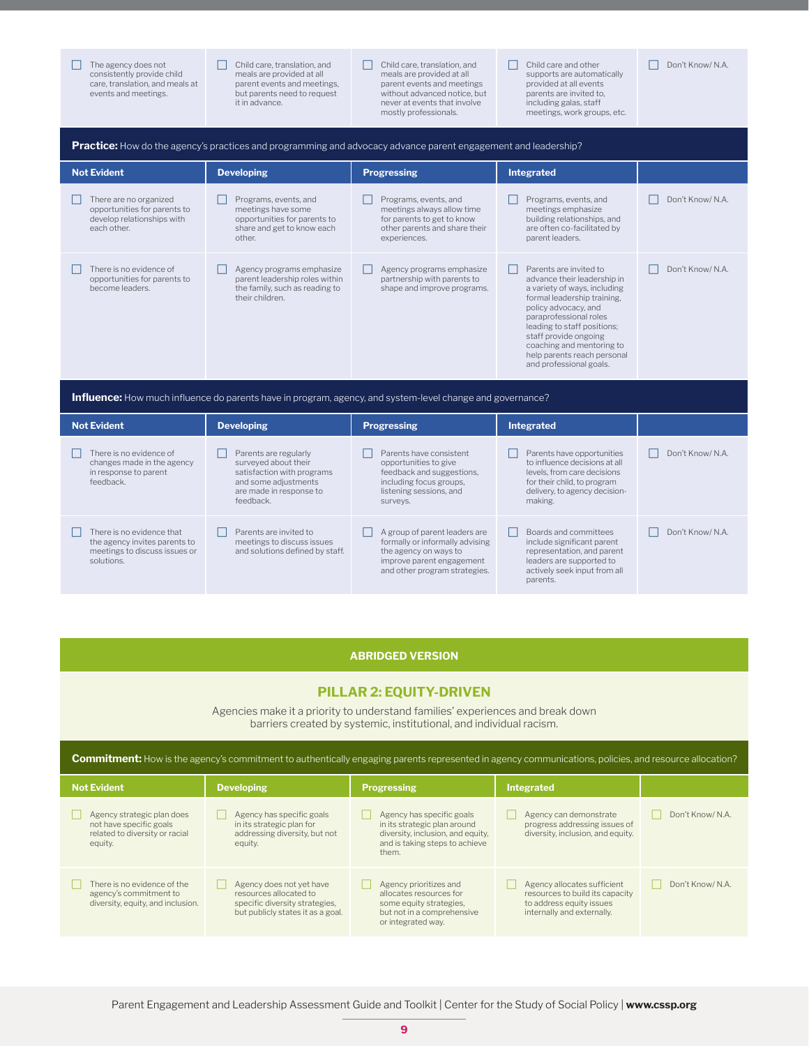| | | | | |
|---|---|---|---|---|
| ☐ The agency does not consistently provide child care, translation, and meals at events and meetings. | ☐ Child care, translation, and meals are provided at all parent events and meetings, but parents need to request it in advance. | ☐ Child care, translation, and meals are provided at all parent events and meetings without advanced notice, but never at events that involve mostly professionals. | ☐ Child care and other supports are automatically provided at all events parents are invited to, including galas, staff meetings, work groups, etc. | ☐ Don't Know/ N.A. |

**Practice:** How do the agency's practices and programming and advocacy advance parent engagement and leadership?

| Not Evident | Developing | Progressing | Integrated | |
|---|---|---|---|---|
| ☐ There are no organized opportunities for parents to develop relationships with each other. | ☐ Programs, events, and meetings have some opportunities for parents to share and get to know each other. | ☐ Programs, events, and meetings always allow time for parents to get to know other parents and share their experiences. | ☐ Programs, events, and meetings emphasize building relationships, and are often co-facilitated by parent leaders. | ☐ Don't Know/ N.A. |
| ☐ There is no evidence of opportunities for parents to become leaders. | ☐ Agency programs emphasize parent leadership roles within the family, such as reading to their children. | ☐ Agency programs emphasize partnership with parents to shape and improve programs. | ☐ Parents are invited to advance their leadership in a variety of ways, including formal leadership training, policy advocacy, and paraprofessional roles leading to staff positions; staff provide ongoing coaching and mentoring to help parents reach personal and professional goals. | ☐ Don't Know/ N.A. |

**Influence:** How much influence do parents have in program, agency, and system-level change and governance?

| Not Evident | Developing | Progressing | Integrated | |
|---|---|---|---|---|
| ☐ There is no evidence of changes made in the agency in response to parent feedback. | ☐ Parents are regularly surveyed about their satisfaction with programs and some adjustments are made in response to feedback. | ☐ Parents have consistent opportunities to give feedback and suggestions, including focus groups, listening sessions, and surveys. | ☐ Parents have opportunities to influence decisions at all levels, from care decisions for their child, to program delivery, to agency decision-making. | ☐ Don't Know/ N.A. |
| ☐ There is no evidence that the agency invites parents to meetings to discuss issues or solutions. | ☐ Parents are invited to meetings to discuss issues and solutions defined by staff. | ☐ A group of parent leaders are formally or informally advising the agency on ways to improve parent engagement and other program strategies. | ☐ Boards and committees include significant parent representation, and parent leaders are supported to actively seek input from all parents. | ☐ Don't Know/ N.A. |

**ABRIDGED VERSION**

## PILLAR 2: EQUITY-DRIVEN

Agencies make it a priority to understand families' experiences and break down barriers created by systemic, institutional, and individual racism.

**Commitment:** How is the agency's commitment to authentically engaging parents represented in agency communications, policies, and resource allocation?

| Not Evident | Developing | Progressing | Integrated | |
|---|---|---|---|---|
| ☐ Agency strategic plan does not have specific goals related to diversity or racial equity. | ☐ Agency has specific goals in its strategic plan for addressing diversity, but not equity. | ☐ Agency has specific goals in its strategic plan around diversity, inclusion, and equity, and is taking steps to achieve them. | ☐ Agency can demonstrate progress addressing issues of diversity, inclusion, and equity. | ☐ Don't Know/ N.A. |
| ☐ There is no evidence of the agency's commitment to diversity, equity, and inclusion. | ☐ Agency does not yet have resources allocated to specific diversity strategies, but publicly states it as a goal. | ☐ Agency prioritizes and allocates resources for some equity strategies, but not in a comprehensive or integrated way. | ☐ Agency allocates sufficient resources to build its capacity to address equity issues internally and externally. | ☐ Don't Know/ N.A. |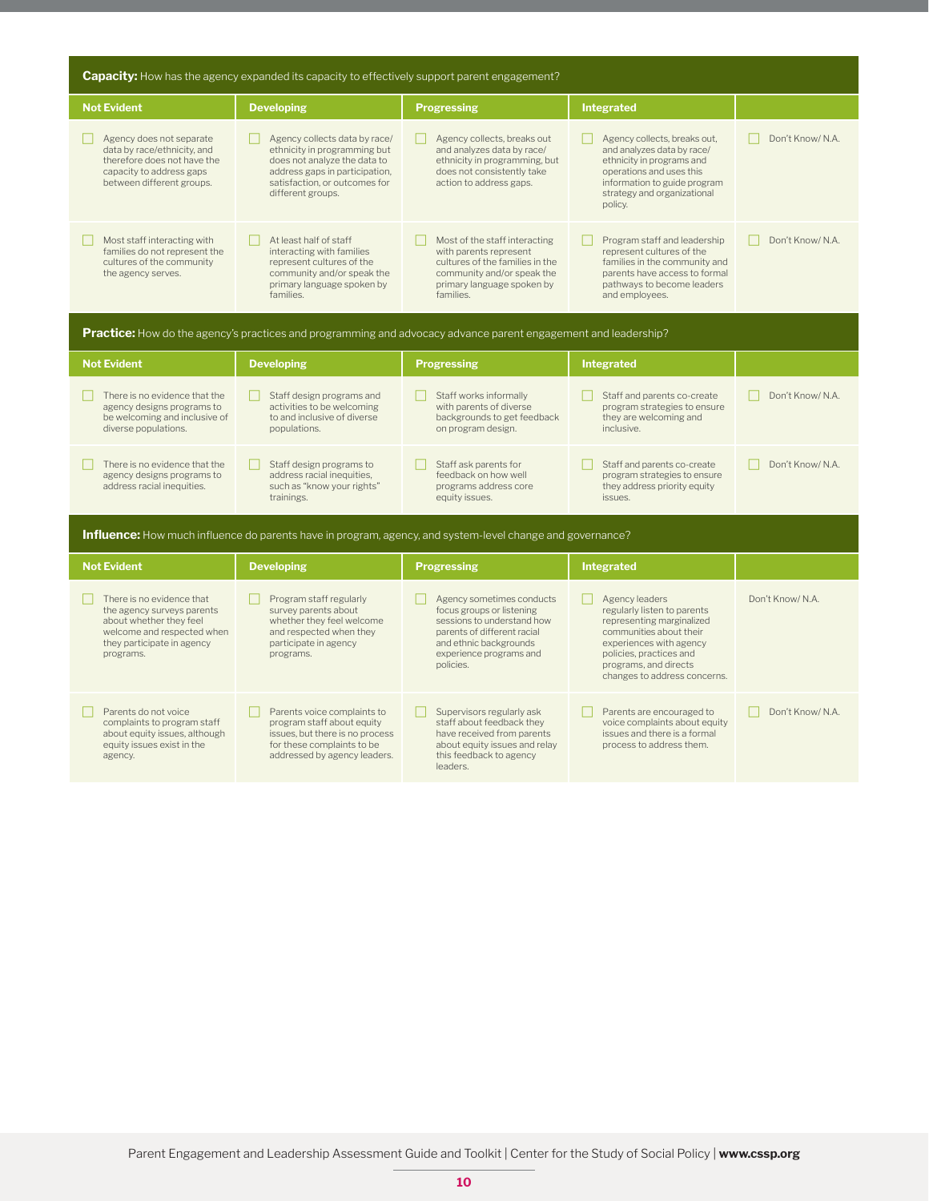**Capacity:** How has the agency expanded its capacity to effectively support parent engagement?

| Not Evident | Developing | Progressing | Integrated | |
|---|---|---|---|---|
| Agency does not separate data by race/ethnicity, and therefore does not have the capacity to address gaps between different groups. | Agency collects data by race/ethnicity in programming but does not analyze the data to address gaps in participation, satisfaction, or outcomes for different groups. | Agency collects, breaks out and analyzes data by race/ethnicity in programming, but does not consistently take action to address gaps. | Agency collects, breaks out, and analyzes data by race/ethnicity in programs and operations and uses this information to guide program strategy and organizational policy. | Don't Know/ N.A. |
| Most staff interacting with families do not represent the cultures of the community the agency serves. | At least half of staff interacting with families represent cultures of the community and/or speak the primary language spoken by families. | Most of the staff interacting with parents represent cultures of the families in the community and/or speak the primary language spoken by families. | Program staff and leadership represent cultures of the families in the community and parents have access to formal pathways to become leaders and employees. | Don't Know/ N.A. |

**Practice:** How do the agency's practices and programming and advocacy advance parent engagement and leadership?

| Not Evident | Developing | Progressing | Integrated | |
|---|---|---|---|---|
| There is no evidence that the agency designs programs to be welcoming and inclusive of diverse populations. | Staff design programs and activities to be welcoming to and inclusive of diverse populations. | Staff works informally with parents of diverse backgrounds to get feedback on program design. | Staff and parents co-create program strategies to ensure they are welcoming and inclusive. | Don't Know/ N.A. |
| There is no evidence that the agency designs programs to address racial inequities. | Staff design programs to address racial inequities, such as "know your rights" trainings. | Staff ask parents for feedback on how well programs address core equity issues. | Staff and parents co-create program strategies to ensure they address priority equity issues. | Don't Know/ N.A. |

**Influence:** How much influence do parents have in program, agency, and system-level change and governance?

| Not Evident | Developing | Progressing | Integrated | |
|---|---|---|---|---|
| There is no evidence that the agency surveys parents about whether they feel welcome and respected when they participate in agency programs. | Program staff regularly survey parents about whether they feel welcome and respected when they participate in agency programs. | Agency sometimes conducts focus groups or listening sessions to understand how parents of different racial and ethnic backgrounds experience programs and policies. | Agency leaders regularly listen to parents representing marginalized communities about their experiences with agency policies, practices and programs, and directs changes to address concerns. | Don't Know/ N.A. |
| Parents do not voice complaints to program staff about equity issues, although equity issues exist in the agency. | Parents voice complaints to program staff about equity issues, but there is no process for these complaints to be addressed by agency leaders. | Supervisors regularly ask staff about feedback they have received from parents about equity issues and relay this feedback to agency leaders. | Parents are encouraged to voice complaints about equity issues and there is a formal process to address them. | Don't Know/ N.A. |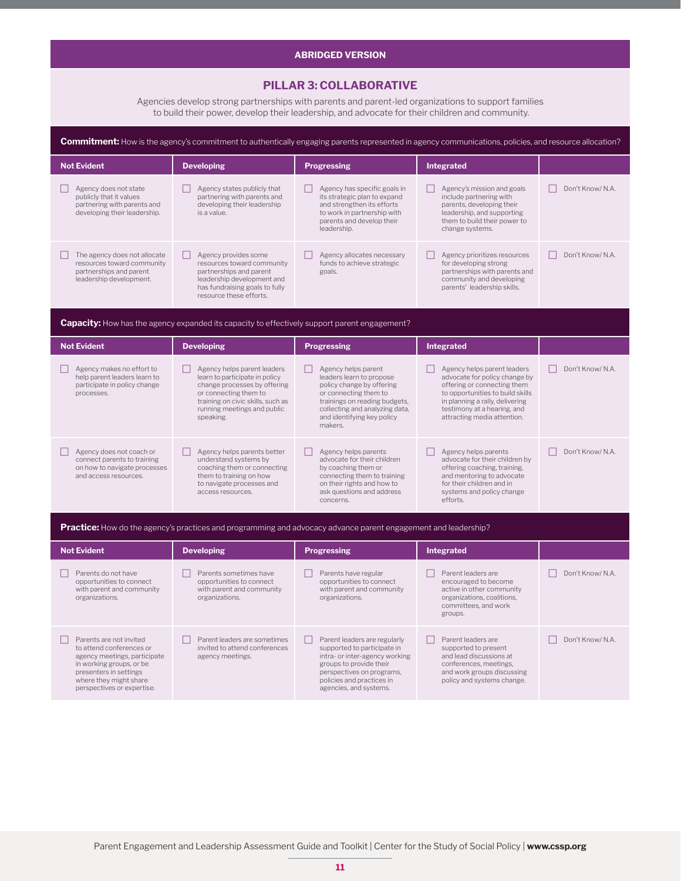**ABRIDGED VERSION**

## PILLAR 3: COLLABORATIVE

Agencies develop strong partnerships with parents and parent-led organizations to support families to build their power, develop their leadership, and advocate for their children and community.

**Commitment:** How is the agency's commitment to authentically engaging parents represented in agency communications, policies, and resource allocation?

| Not Evident | Developing | Progressing | Integrated | |
|---|---|---|---|---|
| ☐ Agency does not state publicly that it values partnering with parents and developing their leadership. | ☐ Agency states publicly that partnering with parents and developing their leadership is a value. | ☐ Agency has specific goals in its strategic plan to expand and strengthen its efforts to work in partnership with parents and develop their leadership. | ☐ Agency's mission and goals include partnering with parents, developing their leadership, and supporting them to build their power to change systems. | ☐ Don't Know/ N.A. |
| ☐ The agency does not allocate resources toward community partnerships and parent leadership development. | ☐ Agency provides some resources toward community partnerships and parent leadership development and has fundraising goals to fully resource these efforts. | ☐ Agency allocates necessary funds to achieve strategic goals. | ☐ Agency prioritizes resources for developing strong partnerships with parents and community and developing parents' leadership skills. | ☐ Don't Know/ N.A. |

**Capacity:** How has the agency expanded its capacity to effectively support parent engagement?

| Not Evident | Developing | Progressing | Integrated | |
|---|---|---|---|---|
| ☐ Agency makes no effort to help parent leaders learn to participate in policy change processes. | ☐ Agency helps parent leaders learn to participate in policy change processes by offering or connecting them to training on civic skills, such as running meetings and public speaking. | ☐ Agency helps parent leaders learn to propose policy change by offering or connecting them to trainings on reading budgets, collecting and analyzing data, and identifying key policy makers. | ☐ Agency helps parent leaders advocate for policy change by offering or connecting them to opportunities to build skills in planning a rally, delivering testimony at a hearing, and attracting media attention. | ☐ Don't Know/ N.A. |
| ☐ Agency does not coach or connect parents to training on how to navigate processes and access resources. | ☐ Agency helps parents better understand systems by coaching them or connecting them to training on how to navigate processes and access resources. | ☐ Agency helps parents advocate for their children by coaching them or connecting them to training on their rights and how to ask questions and address concerns. | ☐ Agency helps parents advocate for their children by offering coaching, training, and mentoring to advocate for their children and in systems and policy change efforts. | ☐ Don't Know/ N.A. |

**Practice:** How do the agency's practices and programming and advocacy advance parent engagement and leadership?

| Not Evident | Developing | Progressing | Integrated | |
|---|---|---|---|---|
| ☐ Parents do not have opportunities to connect with parent and community organizations. | ☐ Parents sometimes have opportunities to connect with parent and community organizations. | ☐ Parents have regular opportunities to connect with parent and community organizations. | ☐ Parent leaders are encouraged to become active in other community organizations, coalitions, committees, and work groups. | ☐ Don't Know/ N.A. |
| ☐ Parents are not invited to attend conferences or agency meetings, participate in working groups, or be presenters in settings where they might share perspectives or expertise. | ☐ Parent leaders are sometimes invited to attend conferences agency meetings. | ☐ Parent leaders are regularly supported to participate in intra- or inter-agency working groups to provide their perspectives on programs, policies and practices in agencies, and systems. | ☐ Parent leaders are supported to present and lead discussions at conferences, meetings, and work groups discussing policy and systems change. | ☐ Don't Know/ N.A. |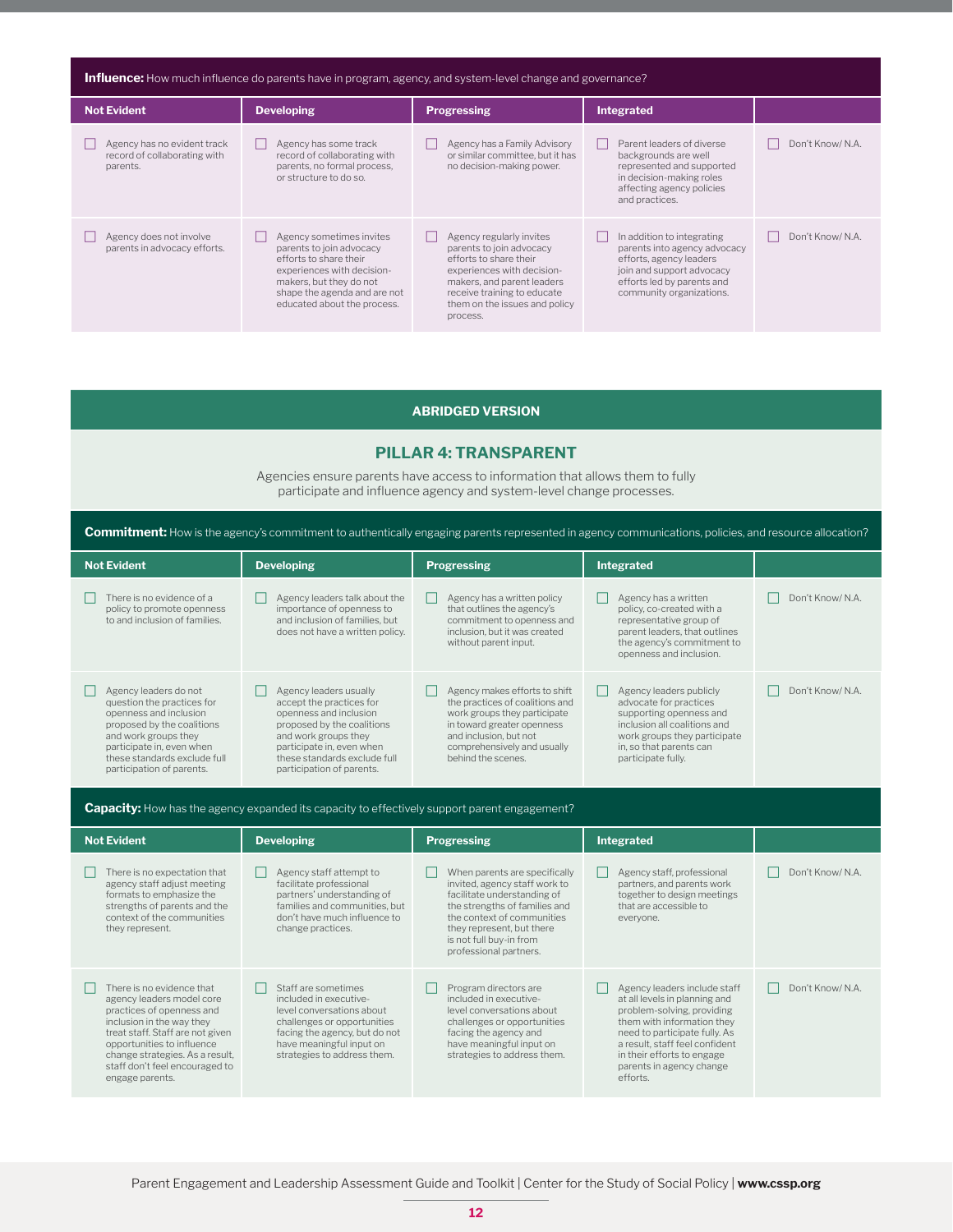**Influence:** How much influence do parents have in program, agency, and system-level change and governance?

| Not Evident | Developing | Progressing | Integrated | |
|---|---|---|---|---|
| ☐ Agency has no evident track record of collaborating with parents. | ☐ Agency has some track record of collaborating with parents, no formal process, or structure to do so. | ☐ Agency has a Family Advisory or similar committee, but it has no decision-making power. | ☐ Parent leaders of diverse backgrounds are well represented and supported in decision-making roles affecting agency policies and practices. | ☐ Don't Know/ N.A. |
| ☐ Agency does not involve parents in advocacy efforts. | ☐ Agency sometimes invites parents to join advocacy efforts to share their experiences with decision-makers, but they do not shape the agenda and are not educated about the process. | ☐ Agency regularly invites parents to join advocacy efforts to share their experiences with decision-makers, and parent leaders receive training to educate them on the issues and policy process. | ☐ In addition to integrating parents into agency advocacy efforts, agency leaders join and support advocacy efforts led by parents and community organizations. | ☐ Don't Know/ N.A. |

**ABRIDGED VERSION**

## PILLAR 4: TRANSPARENT

Agencies ensure parents have access to information that allows them to fully participate and influence agency and system-level change processes.

**Commitment:** How is the agency's commitment to authentically engaging parents represented in agency communications, policies, and resource allocation?

| Not Evident | Developing | Progressing | Integrated | |
|---|---|---|---|---|
| ☐ There is no evidence of a policy to promote openness to and inclusion of families. | ☐ Agency leaders talk about the importance of openness to and inclusion of families, but does not have a written policy. | ☐ Agency has a written policy that outlines the agency's commitment to openness and inclusion, but it was created without parent input. | ☐ Agency has a written policy, co-created with a representative group of parent leaders, that outlines the agency's commitment to openness and inclusion. | ☐ Don't Know/ N.A. |
| ☐ Agency leaders do not question the practices for openness and inclusion proposed by the coalitions and work groups they participate in, even when these standards exclude full participation of parents. | ☐ Agency leaders usually accept the practices for openness and inclusion proposed by the coalitions and work groups they participate in, even when these standards exclude full participation of parents. | ☐ Agency makes efforts to shift the practices of coalitions and work groups they participate in toward greater openness and inclusion, but not comprehensively and usually behind the scenes. | ☐ Agency leaders publicly advocate for practices supporting openness and inclusion all coalitions and work groups they participate in, so that parents can participate fully. | ☐ Don't Know/ N.A. |

**Capacity:** How has the agency expanded its capacity to effectively support parent engagement?

| Not Evident | Developing | Progressing | Integrated | |
|---|---|---|---|---|
| ☐ There is no expectation that agency staff adjust meeting formats to emphasize the strengths of parents and the context of the communities they represent. | ☐ Agency staff attempt to facilitate professional partners' understanding of families and communities, but don't have much influence to change practices. | ☐ When parents are specifically invited, agency staff work to facilitate understanding of the strengths of families and the context of communities they represent, but there is not full buy-in from professional partners. | ☐ Agency staff, professional partners, and parents work together to design meetings that are accessible to everyone. | ☐ Don't Know/ N.A. |
| ☐ There is no evidence that agency leaders model core practices of openness and inclusion in the way they treat staff. Staff are not given opportunities to influence change strategies. As a result, staff don't feel encouraged to engage parents. | ☐ Staff are sometimes included in executive-level conversations about challenges or opportunities facing the agency, but do not have meaningful input on strategies to address them. | ☐ Program directors are included in executive-level conversations about challenges or opportunities facing the agency and have meaningful input on strategies to address them. | ☐ Agency leaders include staff at all levels in planning and problem-solving, providing them with information they need to participate fully. As a result, staff feel confident in their efforts to engage parents in agency change efforts. | ☐ Don't Know/ N.A. |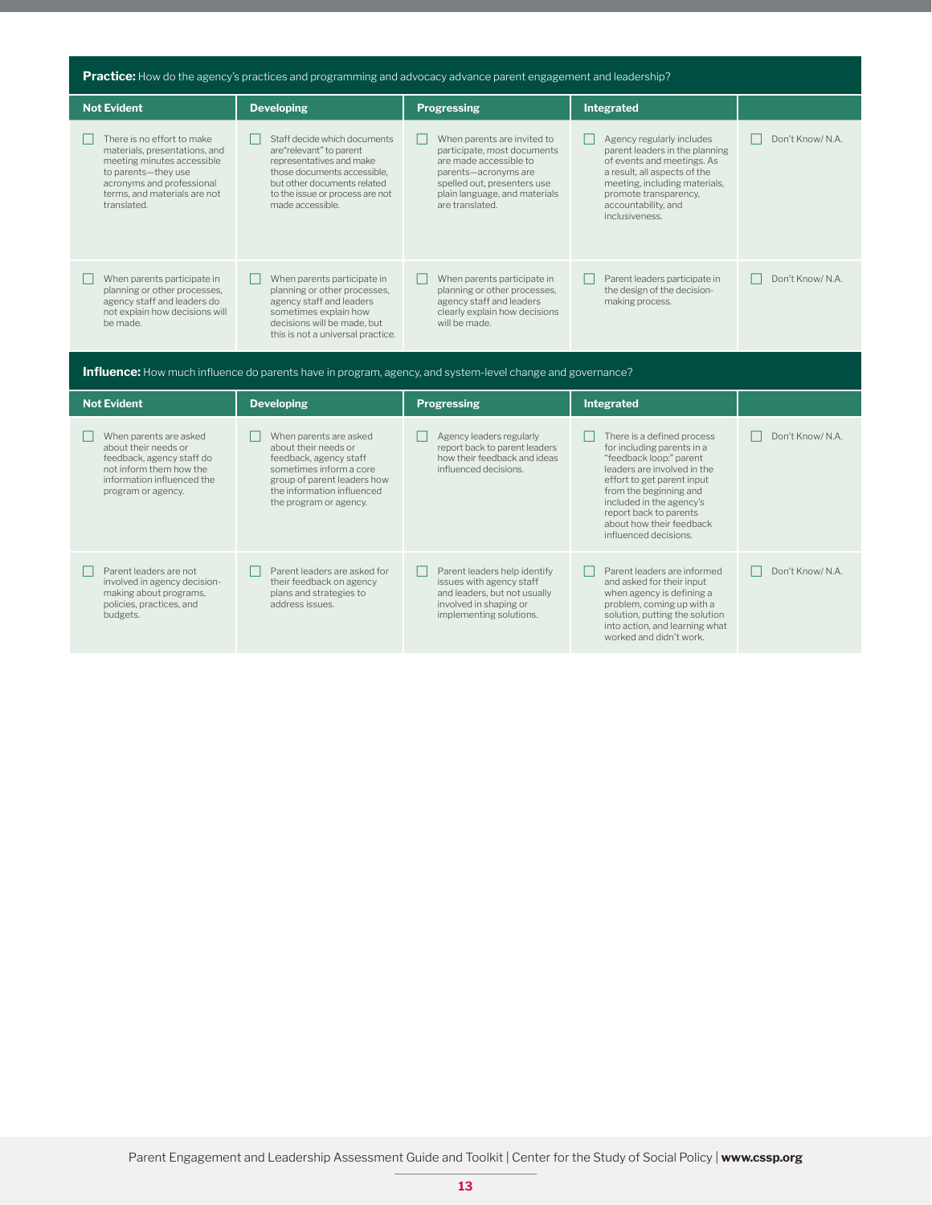**Practice:** How do the agency's practices and programming and advocacy advance parent engagement and leadership?

| Not Evident | Developing | Progressing | Integrated | |
|---|---|---|---|---|
| ☐ There is no effort to make materials, presentations, and meeting minutes accessible to parents—they use acronyms and professional terms, and materials are not translated. | ☐ Staff decide which documents are"relevant" to parent representatives and make those documents accessible, but other documents related to the issue or process are not made accessible. | ☐ When parents are invited to participate, most documents are made accessible to parents—acronyms are spelled out, presenters use plain language, and materials are translated. | ☐ Agency regularly includes parent leaders in the planning of events and meetings. As a result, all aspects of the meeting, including materials, promote transparency, accountability, and inclusiveness. | ☐ Don't Know/ N.A. |
| ☐ When parents participate in planning or other processes, agency staff and leaders do not explain how decisions will be made. | ☐ When parents participate in planning or other processes, agency staff and leaders sometimes explain how decisions will be made, but this is not a universal practice. | ☐ When parents participate in planning or other processes, agency staff and leaders clearly explain how decisions will be made. | ☐ Parent leaders participate in the design of the decision-making process. | ☐ Don't Know/ N.A. |

**Influence:** How much influence do parents have in program, agency, and system-level change and governance?

| Not Evident | Developing | Progressing | Integrated | |
|---|---|---|---|---|
| ☐ When parents are asked about their needs or feedback, agency staff do not inform them how the information influenced the program or agency. | ☐ When parents are asked about their needs or feedback, agency staff sometimes inform a core group of parent leaders how the information influenced the program or agency. | ☐ Agency leaders regularly report back to parent leaders how their feedback and ideas influenced decisions. | ☐ There is a defined process for including parents in a "feedback loop:" parent leaders are involved in the effort to get parent input from the beginning and included in the agency's report back to parents about how their feedback influenced decisions. | ☐ Don't Know/ N.A. |
| ☐ Parent leaders are not involved in agency decision-making about programs, policies, practices, and budgets. | ☐ Parent leaders are asked for their feedback on agency plans and strategies to address issues. | ☐ Parent leaders help identify issues with agency staff and leaders, but not usually involved in shaping or implementing solutions. | ☐ Parent leaders are informed and asked for their input when agency is defining a problem, coming up with a solution, putting the solution into action, and learning what worked and didn't work. | ☐ Don't Know/ N.A. |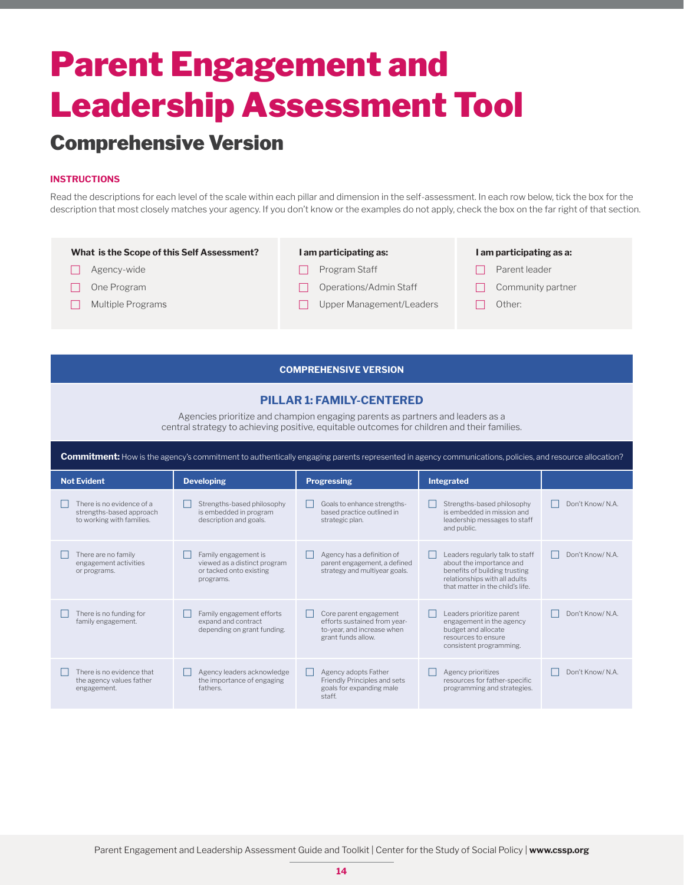# Parent Engagement and Leadership Assessment Tool

## Comprehensive Version

**INSTRUCTIONS**

Read the descriptions for each level of the scale within each pillar and dimension in the self-assessment. In each row below, tick the box for the description that most closely matches your agency. If you don't know or the examples do not apply, check the box on the far right of that section.

| What is the Scope of this Self Assessment? | I am participating as: | I am participating as a: |
|---|---|---|
| ☐ Agency-wide | ☐ Program Staff | ☐ Parent leader |
| ☐ One Program | ☐ Operations/Admin Staff | ☐ Community partner |
| ☐ Multiple Programs | ☐ Upper Management/Leaders | ☐ Other: |

**COMPREHENSIVE VERSION**

### PILLAR 1: FAMILY-CENTERED

Agencies prioritize and champion engaging parents as partners and leaders as a central strategy to achieving positive, equitable outcomes for children and their families.

**Commitment:** How is the agency's commitment to authentically engaging parents represented in agency communications, policies, and resource allocation?

| Not Evident | Developing | Progressing | Integrated | |
|---|---|---|---|---|
| ☐ There is no evidence of a strengths-based approach to working with families. | ☐ Strengths-based philosophy is embedded in program description and goals. | ☐ Goals to enhance strengths-based practice outlined in strategic plan. | ☐ Strengths-based philosophy is embedded in mission and leadership messages to staff and public. | ☐ Don't Know/ N.A. |
| ☐ There are no family engagement activities or programs. | ☐ Family engagement is viewed as a distinct program or tacked onto existing programs. | ☐ Agency has a definition of parent engagement, a defined strategy and multiyear goals. | ☐ Leaders regularly talk to staff about the importance and benefits of building trusting relationships with all adults that matter in the child's life. | ☐ Don't Know/ N.A. |
| ☐ There is no funding for family engagement. | ☐ Family engagement efforts expand and contract depending on grant funding. | ☐ Core parent engagement efforts sustained from year-to-year, and increase when grant funds allow. | ☐ Leaders prioritize parent engagement in the agency budget and allocate resources to ensure consistent programming. | ☐ Don't Know/ N.A. |
| ☐ There is no evidence that the agency values father engagement. | ☐ Agency leaders acknowledge the importance of engaging fathers. | ☐ Agency adopts Father Friendly Principles and sets goals for expanding male staff. | ☐ Agency prioritizes resources for father-specific programming and strategies. | ☐ Don't Know/ N.A. |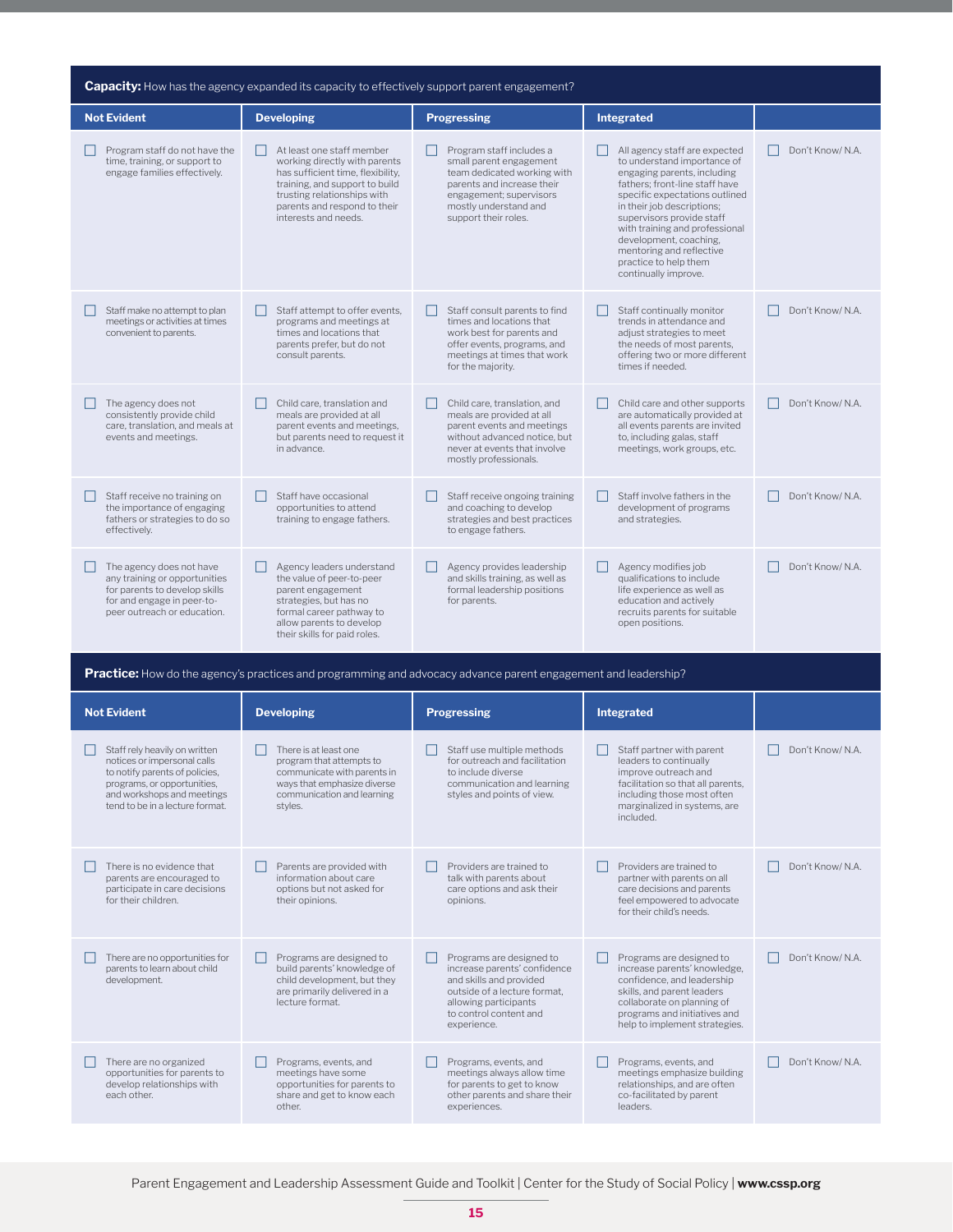**Capacity:** How has the agency expanded its capacity to effectively support parent engagement?

| Not Evident | Developing | Progressing | Integrated | |
|---|---|---|---|---|
| ☐ Program staff do not have the time, training, or support to engage families effectively. | ☐ At least one staff member working directly with parents has sufficient time, flexibility, training, and support to build trusting relationships with parents and respond to their interests and needs. | ☐ Program staff includes a small parent engagement team dedicated working with parents and increase their engagement; supervisors mostly understand and support their roles. | ☐ All agency staff are expected to understand importance of engaging parents, including fathers; front-line staff have specific expectations outlined in their job descriptions; supervisors provide staff with training and professional development, coaching, mentoring and reflective practice to help them continually improve. | ☐ Don't Know/ N.A. |
| ☐ Staff make no attempt to plan meetings or activities at times convenient to parents. | ☐ Staff attempt to offer events, programs and meetings at times and locations that parents prefer, but do not consult parents. | ☐ Staff consult parents to find times and locations that work best for parents and offer events, programs, and meetings at times that work for the majority. | ☐ Staff continually monitor trends in attendance and adjust strategies to meet the needs of most parents, offering two or more different times if needed. | ☐ Don't Know/ N.A. |
| ☐ The agency does not consistently provide child care, translation, and meals at events and meetings. | ☐ Child care, translation and meals are provided at all parent events and meetings, but parents need to request it in advance. | ☐ Child care, translation, and meals are provided at all parent events and meetings without advanced notice, but never at events that involve mostly professionals. | ☐ Child care and other supports are automatically provided at all events parents are invited to, including galas, staff meetings, work groups, etc. | ☐ Don't Know/ N.A. |
| ☐ Staff receive no training on the importance of engaging fathers or strategies to do so effectively. | ☐ Staff have occasional opportunities to attend training to engage fathers. | ☐ Staff receive ongoing training and coaching to develop strategies and best practices to engage fathers. | ☐ Staff involve fathers in the development of programs and strategies. | ☐ Don't Know/ N.A. |
| ☐ The agency does not have any training or opportunities for parents to develop skills for and engage in peer-to-peer outreach or education. | ☐ Agency leaders understand the value of peer-to-peer parent engagement strategies, but has no formal career pathway to allow parents to develop their skills for paid roles. | ☐ Agency provides leadership and skills training, as well as formal leadership positions for parents. | ☐ Agency modifies job qualifications to include life experience as well as education and actively recruits parents for suitable open positions. | ☐ Don't Know/ N.A. |

**Practice:** How do the agency's practices and programming and advocacy advance parent engagement and leadership?

| Not Evident | Developing | Progressing | Integrated | |
|---|---|---|---|---|
| ☐ Staff rely heavily on written notices or impersonal calls to notify parents of policies, programs, or opportunities, and workshops and meetings tend to be in a lecture format. | ☐ There is at least one program that attempts to communicate with parents in ways that emphasize diverse communication and learning styles. | ☐ Staff use multiple methods for outreach and facilitation to include diverse communication and learning styles and points of view. | ☐ Staff partner with parent leaders to continually improve outreach and facilitation so that all parents, including those most often marginalized in systems, are included. | ☐ Don't Know/ N.A. |
| ☐ There is no evidence that parents are encouraged to participate in care decisions for their children. | ☐ Parents are provided with information about care options but not asked for their opinions. | ☐ Providers are trained to talk with parents about care options and ask their opinions. | ☐ Providers are trained to partner with parents on all care decisions and parents feel empowered to advocate for their child's needs. | ☐ Don't Know/ N.A. |
| ☐ There are no opportunities for parents to learn about child development. | ☐ Programs are designed to build parents' knowledge of child development, but they are primarily delivered in a lecture format. | ☐ Programs are designed to increase parents' confidence and skills and provided outside of a lecture format, allowing participants to control content and experience. | ☐ Programs are designed to increase parents' knowledge, confidence, and leadership skills, and parent leaders collaborate on planning of programs and initiatives and help to implement strategies. | ☐ Don't Know/ N.A. |
| ☐ There are no organized opportunities for parents to develop relationships with each other. | ☐ Programs, events, and meetings have some opportunities for parents to share and get to know each other. | ☐ Programs, events, and meetings always allow time for parents to get to know other parents and share their experiences. | ☐ Programs, events, and meetings emphasize building relationships, and are often co-facilitated by parent leaders. | ☐ Don't Know/ N.A. |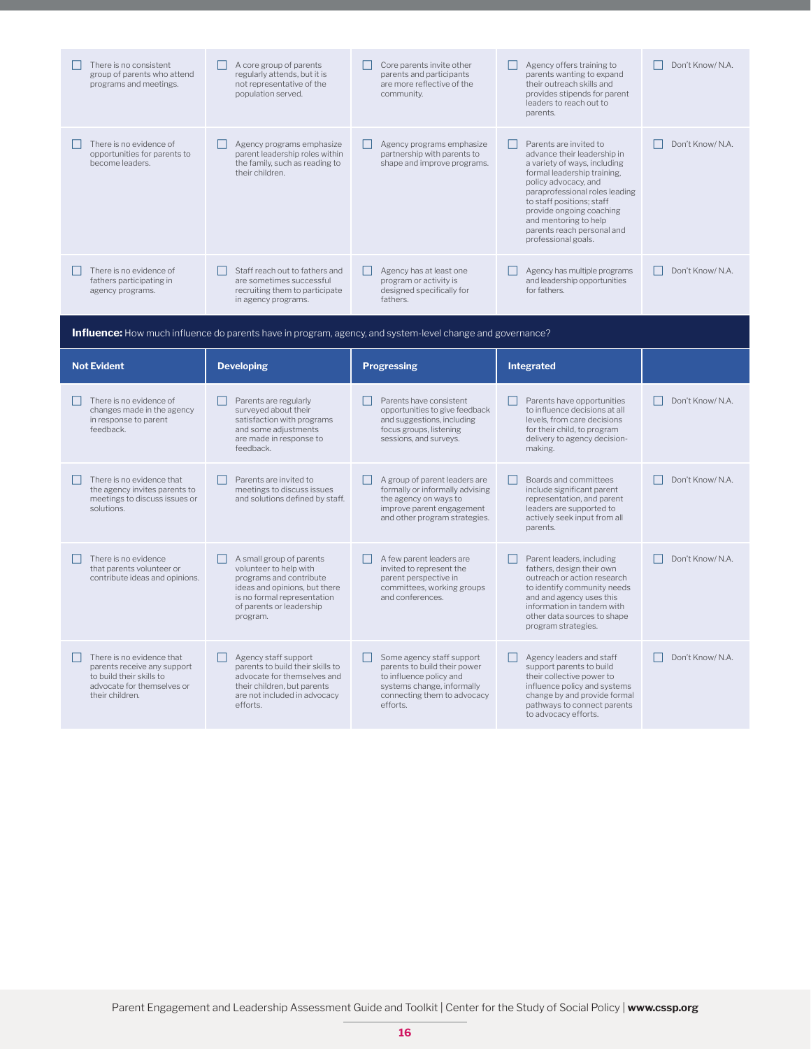| | | | | |
|---|---|---|---|---|
| ☐ There is no consistent group of parents who attend programs and meetings. | ☐ A core group of parents regularly attends, but it is not representative of the population served. | ☐ Core parents invite other parents and participants are more reflective of the community. | ☐ Agency offers training to parents wanting to expand their outreach skills and provides stipends for parent leaders to reach out to parents. | ☐ Don't Know/ N.A. |
| ☐ There is no evidence of opportunities for parents to become leaders. | ☐ Agency programs emphasize parent leadership roles within the family, such as reading to their children. | ☐ Agency programs emphasize partnership with parents to shape and improve programs. | ☐ Parents are invited to advance their leadership in a variety of ways, including formal leadership training, policy advocacy, and paraprofessional roles leading to staff positions; staff provide ongoing coaching and mentoring to help parents reach personal and professional goals. | ☐ Don't Know/ N.A. |
| ☐ There is no evidence of fathers participating in agency programs. | ☐ Staff reach out to fathers and are sometimes successful recruiting them to participate in agency programs. | ☐ Agency has at least one program or activity is designed specifically for fathers. | ☐ Agency has multiple programs and leadership opportunities for fathers. | ☐ Don't Know/ N.A. |

**Influence:** How much influence do parents have in program, agency, and system-level change and governance?

| Not Evident | Developing | Progressing | Integrated | |
|---|---|---|---|---|
| ☐ There is no evidence of changes made in the agency in response to parent feedback. | ☐ Parents are regularly surveyed about their satisfaction with programs and some adjustments are made in response to feedback. | ☐ Parents have consistent opportunities to give feedback and suggestions, including focus groups, listening sessions, and surveys. | ☐ Parents have opportunities to influence decisions at all levels, from care decisions for their child, to program delivery to agency decision-making. | ☐ Don't Know/ N.A. |
| ☐ There is no evidence that the agency invites parents to meetings to discuss issues or solutions. | ☐ Parents are invited to meetings to discuss issues and solutions defined by staff. | ☐ A group of parent leaders are formally or informally advising the agency on ways to improve parent engagement and other program strategies. | ☐ Boards and committees include significant parent representation, and parent leaders are supported to actively seek input from all parents. | ☐ Don't Know/ N.A. |
| ☐ There is no evidence that parents volunteer or contribute ideas and opinions. | ☐ A small group of parents volunteer to help with programs and contribute ideas and opinions, but there is no formal representation of parents or leadership program. | ☐ A few parent leaders are invited to represent the parent perspective in committees, working groups and conferences. | ☐ Parent leaders, including fathers, design their own outreach or action research to identify community needs and and agency uses this information in tandem with other data sources to shape program strategies. | ☐ Don't Know/ N.A. |
| ☐ There is no evidence that parents receive any support to build their skills to advocate for themselves or their children. | ☐ Agency staff support parents to build their skills to advocate for themselves and their children, but parents are not included in advocacy efforts. | ☐ Some agency staff support parents to build their power to influence policy and systems change, informally connecting them to advocacy efforts. | ☐ Agency leaders and staff support parents to build their collective power to influence policy and systems change by and provide formal pathways to connect parents to advocacy efforts. | ☐ Don't Know/ N.A. |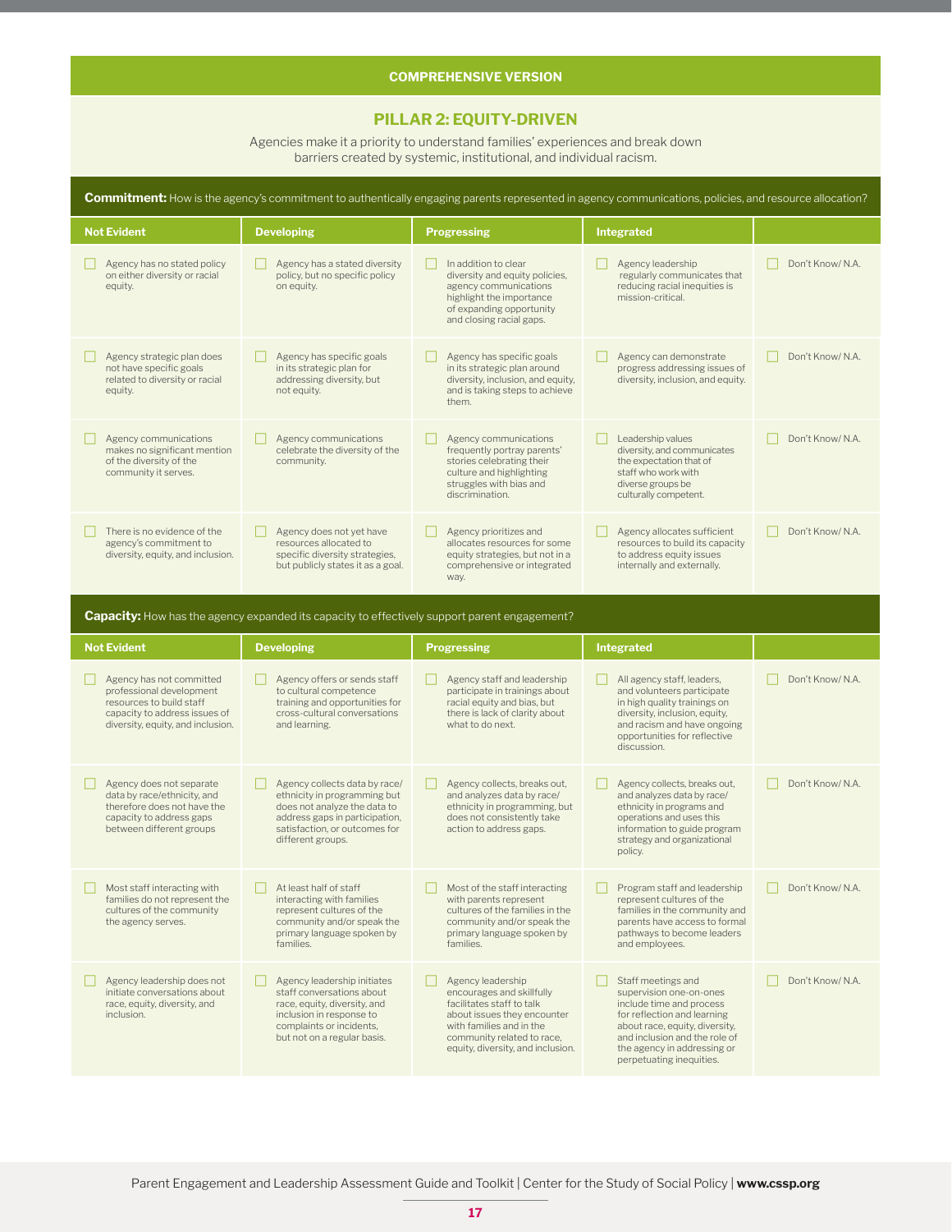**COMPREHENSIVE VERSION**

## PILLAR 2: EQUITY-DRIVEN

Agencies make it a priority to understand families' experiences and break down barriers created by systemic, institutional, and individual racism.

**Commitment:** How is the agency's commitment to authentically engaging parents represented in agency communications, policies, and resource allocation?

| Not Evident | Developing | Progressing | Integrated | |
|---|---|---|---|---|
| ☐ Agency has no stated policy on either diversity or racial equity. | ☐ Agency has a stated diversity policy, but no specific policy on equity. | ☐ In addition to clear diversity and equity policies, agency communications highlight the importance of expanding opportunity and closing racial gaps. | ☐ Agency leadership regularly communicates that reducing racial inequities is mission-critical. | ☐ Don't Know/ N.A. |
| ☐ Agency strategic plan does not have specific goals related to diversity or racial equity. | ☐ Agency has specific goals in its strategic plan for addressing diversity, but not equity. | ☐ Agency has specific goals in its strategic plan around diversity, inclusion, and equity, and is taking steps to achieve them. | ☐ Agency can demonstrate progress addressing issues of diversity, inclusion, and equity. | ☐ Don't Know/ N.A. |
| ☐ Agency communications makes no significant mention of the diversity of the community it serves. | ☐ Agency communications celebrate the diversity of the community. | ☐ Agency communications frequently portray parents' stories celebrating their culture and highlighting struggles with bias and discrimination. | ☐ Leadership values diversity, and communicates the expectation that of staff who work with diverse groups be culturally competent. | ☐ Don't Know/ N.A. |
| ☐ There is no evidence of the agency's commitment to diversity, equity, and inclusion. | ☐ Agency does not yet have resources allocated to specific diversity strategies, but publicly states it as a goal. | ☐ Agency prioritizes and allocates resources for some equity strategies, but not in a comprehensive or integrated way. | ☐ Agency allocates sufficient resources to build its capacity to address equity issues internally and externally. | ☐ Don't Know/ N.A. |

**Capacity:** How has the agency expanded its capacity to effectively support parent engagement?

| Not Evident | Developing | Progressing | Integrated | |
|---|---|---|---|---|
| ☐ Agency has not committed professional development resources to build staff capacity to address issues of diversity, equity, and inclusion. | ☐ Agency offers or sends staff to cultural competence training and opportunities for cross-cultural conversations and learning. | ☐ Agency staff and leadership participate in trainings about racial equity and bias, but there is lack of clarity about what to do next. | ☐ All agency staff, leaders, and volunteers participate in high quality trainings on diversity, inclusion, equity, and racism and have ongoing opportunities for reflective discussion. | ☐ Don't Know/ N.A. |
| ☐ Agency does not separate data by race/ethnicity, and therefore does not have the capacity to address gaps between different groups | ☐ Agency collects data by race/ ethnicity in programming but does not analyze the data to address gaps in participation, satisfaction, or outcomes for different groups. | ☐ Agency collects, breaks out, and analyzes data by race/ ethnicity in programming, but does not consistently take action to address gaps. | ☐ Agency collects, breaks out, and analyzes data by race/ ethnicity in programs and operations and uses this information to guide program strategy and organizational policy. | ☐ Don't Know/ N.A. |
| ☐ Most staff interacting with families do not represent the cultures of the community the agency serves. | ☐ At least half of staff interacting with families represent cultures of the community and/or speak the primary language spoken by families. | ☐ Most of the staff interacting with parents represent cultures of the families in the community and/or speak the primary language spoken by families. | ☐ Program staff and leadership represent cultures of the families in the community and parents have access to formal pathways to become leaders and employees. | ☐ Don't Know/ N.A. |
| ☐ Agency leadership does not initiate conversations about race, equity, diversity, and inclusion. | ☐ Agency leadership initiates staff conversations about race, equity, diversity, and inclusion in response to complaints or incidents, but not on a regular basis. | ☐ Agency leadership encourages and skillfully facilitates staff to talk about issues they encounter with families and in the community related to race, equity, diversity, and inclusion. | ☐ Staff meetings and supervision one-on-ones include time and process for reflection and learning about race, equity, diversity, and inclusion and the role of the agency in addressing or perpetuating inequities. | ☐ Don't Know/ N.A. |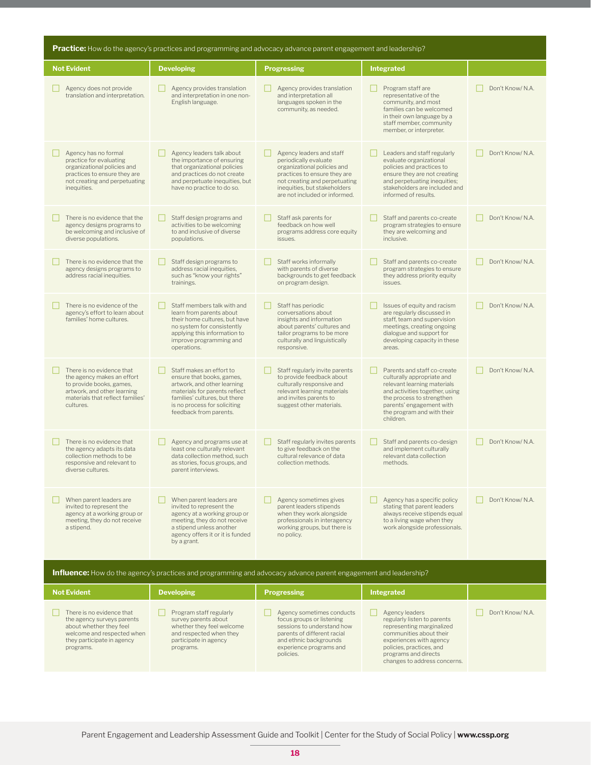**Practice:** How do the agency's practices and programming and advocacy advance parent engagement and leadership?

| Not Evident | Developing | Progressing | Integrated | |
|---|---|---|---|---|
| ☐ Agency does not provide translation and interpretation. | ☐ Agency provides translation and interpretation in one non-English language. | ☐ Agency provides translation and interpretation all languages spoken in the community, as needed. | ☐ Program staff are representative of the community, and most families can be welcomed in their own language by a staff member, community member, or interpreter. | ☐ Don't Know/ N.A. |
| ☐ Agency has no formal practice for evaluating organizational policies and practices to ensure they are not creating and perpetuating inequities. | ☐ Agency leaders talk about the importance of ensuring that organizational policies and practices do not create and perpetuate inequities, but have no practice to do so. | ☐ Agency leaders and staff periodically evaluate organizational policies and practices to ensure they are not creating and perpetuating inequities, but stakeholders are not included or informed. | ☐ Leaders and staff regularly evaluate organizational policies and practices to ensure they are not creating and perpetuating inequities; stakeholders are included and informed of results. | ☐ Don't Know/ N.A. |
| ☐ There is no evidence that the agency designs programs to be welcoming and inclusive of diverse populations. | ☐ Staff design programs and activities to be welcoming to and inclusive of diverse populations. | ☐ Staff ask parents for feedback on how well programs address core equity issues. | ☐ Staff and parents co-create program strategies to ensure they are welcoming and inclusive. | ☐ Don't Know/ N.A. |
| ☐ There is no evidence that the agency designs programs to address racial inequities. | ☐ Staff design programs to address racial inequities, such as "know your rights" trainings. | ☐ Staff works informally with parents of diverse backgrounds to get feedback on program design. | ☐ Staff and parents co-create program strategies to ensure they address priority equity issues. | ☐ Don't Know/ N.A. |
| ☐ There is no evidence of the agency's effort to learn about families' home cultures. | ☐ Staff members talk with and learn from parents about their home cultures, but have no system for consistently applying this information to improve programming and operations. | ☐ Staff has periodic conversations about insights and information about parents' cultures and tailor programs to be more culturally and linguistically responsive. | ☐ Issues of equity and racism are regularly discussed in staff, team and supervision meetings, creating ongoing dialogue and support for developing capacity in these areas. | ☐ Don't Know/ N.A. |
| ☐ There is no evidence that the agency makes an effort to provide books, games, artwork, and other learning materials that reflect families' cultures. | ☐ Staff makes an effort to ensure that books, games, artwork, and other learning materials for parents reflect families' cultures, but there is no process for soliciting feedback from parents. | ☐ Staff regularly invite parents to provide feedback about culturally responsive and relevant learning materials and invites parents to suggest other materials. | ☐ Parents and staff co-create culturally appropriate and relevant learning materials and activities together, using the process to strengthen parents' engagement with the program and with their children. | ☐ Don't Know/ N.A. |
| ☐ There is no evidence that the agency adapts its data collection methods to be responsive and relevant to diverse cultures. | ☐ Agency and programs use at least one culturally relevant data collection method, such as stories, focus groups, and parent interviews. | ☐ Staff regularly invites parents to give feedback on the cultural relevance of data collection methods. | ☐ Staff and parents co-design and implement culturally relevant data collection methods. | ☐ Don't Know/ N.A. |
| ☐ When parent leaders are invited to represent the agency at a working group or meeting, they do not receive a stipend. | ☐ When parent leaders are invited to represent the agency at a working group or meeting, they do not receive a stipend unless another agency offers it or it is funded by a grant. | ☐ Agency sometimes gives parent leaders stipends when they work alongside professionals in interagency working groups, but there is no policy. | ☐ Agency has a specific policy stating that parent leaders always receive stipends equal to a living wage when they work alongside professionals. | ☐ Don't Know/ N.A. |

**Influence:** How do the agency's practices and programming and advocacy advance parent engagement and leadership?

| Not Evident | Developing | Progressing | Integrated | |
|---|---|---|---|---|
| ☐ There is no evidence that the agency surveys parents about whether they feel welcome and respected when they participate in agency programs. | ☐ Program staff regularly survey parents about whether they feel welcome and respected when they participate in agency programs. | ☐ Agency sometimes conducts focus groups or listening sessions to understand how parents of different racial and ethnic backgrounds experience programs and policies. | ☐ Agency leaders regularly listen to parents representing marginalized communities about their experiences with agency policies, practices, and programs and directs changes to address concerns. | ☐ Don't Know/ N.A. |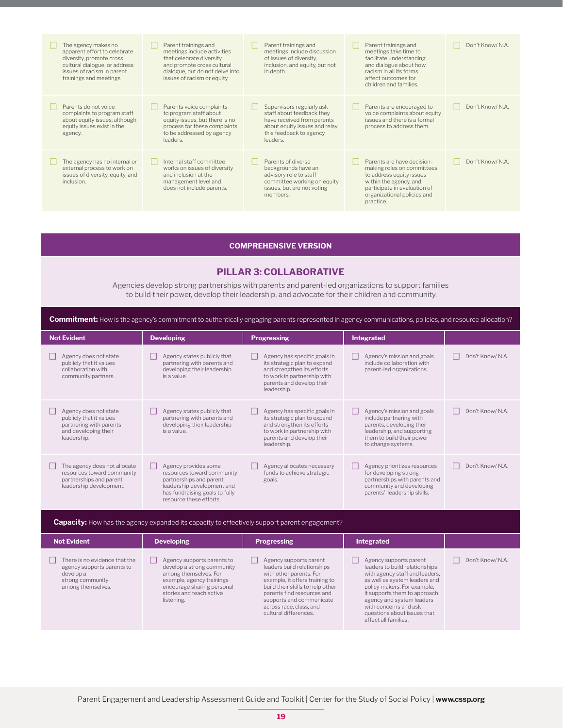| | | | | |
|---|---|---|---|---|
| ☐ The agency makes no apparent effort to celebrate diversity, promote cross cultural dialogue, or address issues of racism in parent trainings and meetings. | ☐ Parent trainings and meetings include activities that celebrate diversity and promote cross cultural dialogue, but do not delve into issues of racism or equity. | ☐ Parent trainings and meetings include discussion of issues of diversity, inclusion, and equity, but not in depth. | ☐ Parent trainings and meetings take time to facilitate understanding and dialogue about how racism in all its forms affect outcomes for children and families. | ☐ Don't Know/ N.A. |
| ☐ Parents do not voice complaints to program staff about equity issues, although equity issues exist in the agency. | ☐ Parents voice complaints to program staff about equity issues, but there is no process for these complaints to be addressed by agency leaders. | ☐ Supervisors regularly ask staff about feedback they have received from parents about equity issues and relay this feedback to agency leaders. | ☐ Parents are encouraged to voice complaints about equity issues and there is a formal process to address them. | ☐ Don't Know/ N.A. |
| ☐ The agency has no internal or external process to work on issues of diversity, equity, and inclusion. | ☐ Internal staff committee works on issues of diversity and inclusion at the management level and does not include parents. | ☐ Parents of diverse backgrounds have an advisory role to staff committee working on equity issues, but are not voting members. | ☐ Parents are have decision-making roles on committees to address equity issues within the agency, and participate in evaluation of organizational policies and practice. | ☐ Don't Know/ N.A. |

**COMPREHENSIVE VERSION**

## PILLAR 3: COLLABORATIVE

Agencies develop strong partnerships with parents and parent-led organizations to support families to build their power, develop their leadership, and advocate for their children and community.

**Commitment:** How is the agency's commitment to authentically engaging parents represented in agency communications, policies, and resource allocation?

| Not Evident | Developing | Progressing | Integrated | |
|---|---|---|---|---|
| ☐ Agency does not state publicly that it values collaboration with community partners. | ☐ Agency states publicly that partnering with parents and developing their leadership is a value. | ☐ Agency has specific goals in its strategic plan to expand and strengthen its efforts to work in partnership with parents and develop their leadership. | ☐ Agency's mission and goals include collaboration with parent-led organizations. | ☐ Don't Know/ N.A. |
| ☐ Agency does not state publicly that it values partnering with parents and developing their leadership. | ☐ Agency states publicly that partnering with parents and developing their leadership is a value. | ☐ Agency has specific goals in its strategic plan to expand and strengthen its efforts to work in partnership with parents and develop their leadership. | ☐ Agency's mission and goals include partnering with parents, developing their leadership, and supporting them to build their power to change systems. | ☐ Don't Know/ N.A. |
| ☐ The agency does not allocate resources toward community partnerships and parent leadership development. | ☐ Agency provides some resources toward community partnerships and parent leadership development and has fundraising goals to fully resource these efforts. | ☐ Agency allocates necessary funds to achieve strategic goals. | ☐ Agency prioritizes resources for developing strong partnerships with parents and community and developing parents' leadership skills. | ☐ Don't Know/ N.A. |

**Capacity:** How has the agency expanded its capacity to effectively support parent engagement?

| Not Evident | Developing | Progressing | Integrated | |
|---|---|---|---|---|
| ☐ There is no evidence that the agency supports parents to develop a strong community among themselves. | ☐ Agency supports parents to develop a strong community among themselves. For example, agency trainings encourage sharing personal stories and teach active listening. | ☐ Agency supports parent leaders build relationships with other parents. For example, it offers training to build their skills to help other parents find resources and supports and communicate across race, class, and cultural differences. | ☐ Agency supports parent leaders to build relationships with agency staff and leaders, as well as system leaders and policy makers. For example, it supports them to approach agency and system leaders with concerns and ask questions about issues that affect all families. | ☐ Don't Know/ N.A. |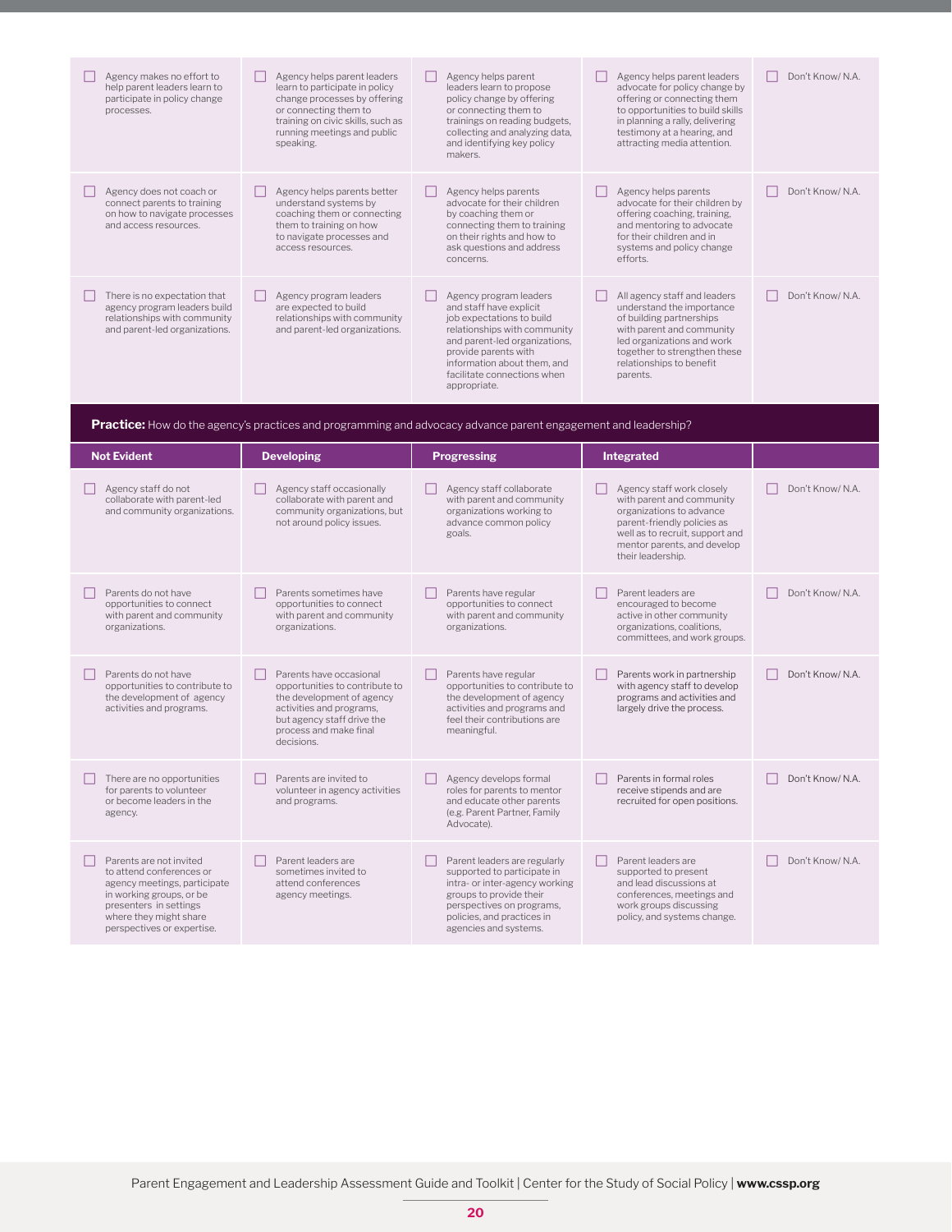| | | | | |
|---|---|---|---|---|
| ☐ Agency makes no effort to help parent leaders learn to participate in policy change processes. | ☐ Agency helps parent leaders learn to participate in policy change processes by offering or connecting them to training on civic skills, such as running meetings and public speaking. | ☐ Agency helps parent leaders learn to propose policy change by offering or connecting them to trainings on reading budgets, collecting and analyzing data, and identifying key policy makers. | ☐ Agency helps parent leaders advocate for policy change by offering or connecting them to opportunities to build skills in planning a rally, delivering testimony at a hearing, and attracting media attention. | ☐ Don't Know/ N.A. |
| ☐ Agency does not coach or connect parents to training on how to navigate processes and access resources. | ☐ Agency helps parents better understand systems by coaching them or connecting them to training on how to navigate processes and access resources. | ☐ Agency helps parents advocate for their children by coaching them or connecting them to training on their rights and how to ask questions and address concerns. | ☐ Agency helps parents advocate for their children by offering coaching, training, and mentoring to advocate for their children and in systems and policy change efforts. | ☐ Don't Know/ N.A. |
| ☐ There is no expectation that agency program leaders build relationships with community and parent-led organizations. | ☐ Agency program leaders are expected to build relationships with community and parent-led organizations. | ☐ Agency program leaders and staff have explicit job expectations to build relationships with community and parent-led organizations, provide parents with information about them, and facilitate connections when appropriate. | ☐ All agency staff and leaders understand the importance of building partnerships with parent and community led organizations and work together to strengthen these relationships to benefit parents. | ☐ Don't Know/ N.A. |

**Practice:** How do the agency's practices and programming and advocacy advance parent engagement and leadership?

| Not Evident | Developing | Progressing | Integrated | |
|---|---|---|---|---|
| ☐ Agency staff do not collaborate with parent-led and community organizations. | ☐ Agency staff occasionally collaborate with parent and community organizations, but not around policy issues. | ☐ Agency staff collaborate with parent and community organizations working to advance common policy goals. | ☐ Agency staff work closely with parent and community organizations to advance parent-friendly policies as well as to recruit, support and mentor parents, and develop their leadership. | ☐ Don't Know/ N.A. |
| ☐ Parents do not have opportunities to connect with parent and community organizations. | ☐ Parents sometimes have opportunities to connect with parent and community organizations. | ☐ Parents have regular opportunities to connect with parent and community organizations. | ☐ Parent leaders are encouraged to become active in other community organizations, coalitions, committees, and work groups. | ☐ Don't Know/ N.A. |
| ☐ Parents do not have opportunities to contribute to the development of agency activities and programs. | ☐ Parents have occasional opportunities to contribute to the development of agency activities and programs, but agency staff drive the process and make final decisions. | ☐ Parents have regular opportunities to contribute to the development of agency activities and programs and feel their contributions are meaningful. | ☐ Parents work in partnership with agency staff to develop programs and activities and largely drive the process. | ☐ Don't Know/ N.A. |
| ☐ There are no opportunities for parents to volunteer or become leaders in the agency. | ☐ Parents are invited to volunteer in agency activities and programs. | ☐ Agency develops formal roles for parents to mentor and educate other parents (e.g. Parent Partner, Family Advocate). | ☐ Parents in formal roles receive stipends and are recruited for open positions. | ☐ Don't Know/ N.A. |
| ☐ Parents are not invited to attend conferences or agency meetings, participate in working groups, or be presenters in settings where they might share perspectives or expertise. | ☐ Parent leaders are sometimes invited to attend conferences agency meetings. | ☐ Parent leaders are regularly supported to participate in intra- or inter-agency working groups to provide their perspectives on programs, policies, and practices in agencies and systems. | ☐ Parent leaders are supported to present and lead discussions at conferences, meetings and work groups discussing policy, and systems change. | ☐ Don't Know/ N.A. |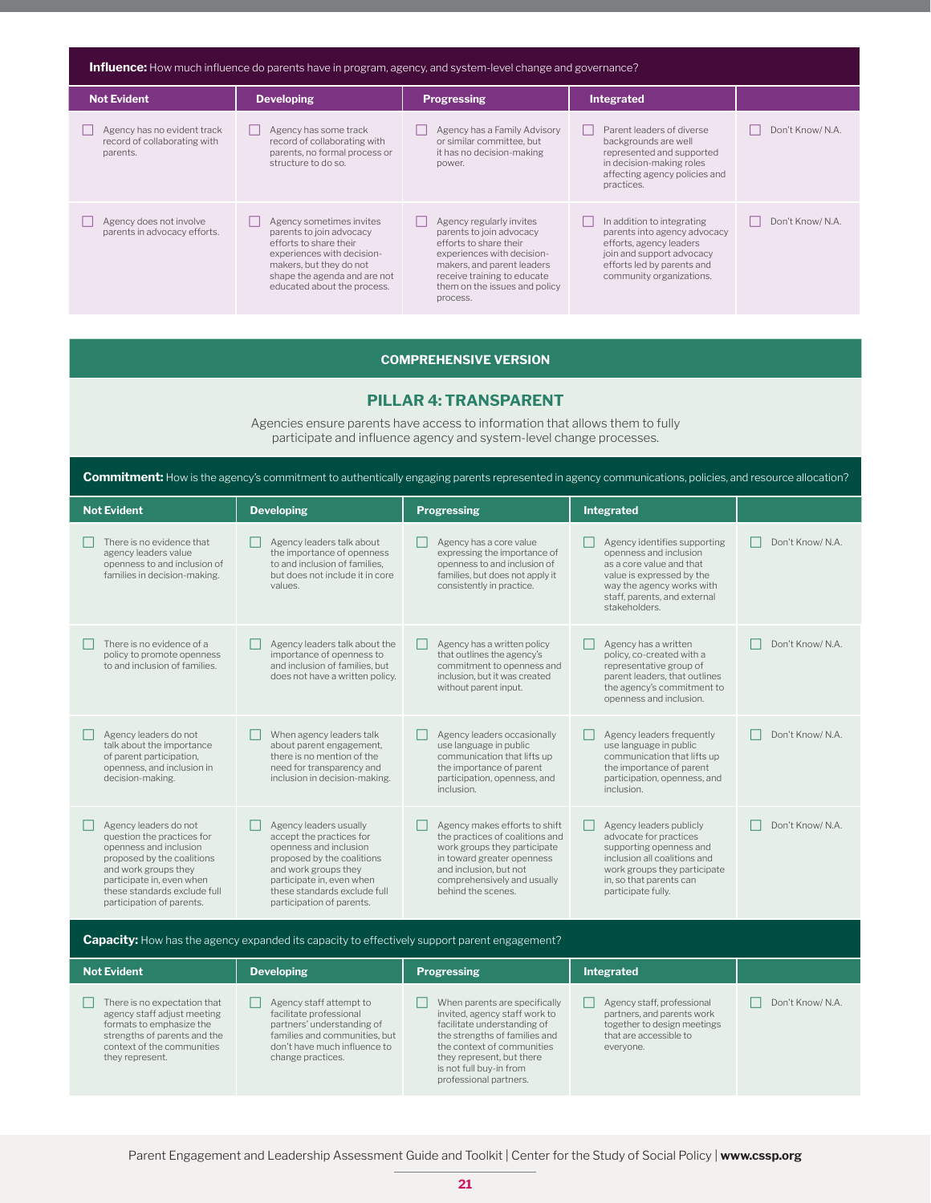**Influence:** How much influence do parents have in program, agency, and system-level change and governance?

| Not Evident | Developing | Progressing | Integrated | |
|---|---|---|---|---|
| ☐ Agency has no evident track record of collaborating with parents. | ☐ Agency has some track record of collaborating with parents, no formal process or structure to do so. | ☐ Agency has a Family Advisory or similar committee, but it has no decision-making power. | ☐ Parent leaders of diverse backgrounds are well represented and supported in decision-making roles affecting agency policies and practices. | ☐ Don't Know/ N.A. |
| ☐ Agency does not involve parents in advocacy efforts. | ☐ Agency sometimes invites parents to join advocacy efforts to share their experiences with decision-makers, but they do not shape the agenda and are not educated about the process. | ☐ Agency regularly invites parents to join advocacy efforts to share their experiences with decision-makers, and parent leaders receive training to educate them on the issues and policy process. | ☐ In addition to integrating parents into agency advocacy efforts, agency leaders join and support advocacy efforts led by parents and community organizations. | ☐ Don't Know/ N.A. |

**COMPREHENSIVE VERSION**

## PILLAR 4: TRANSPARENT

Agencies ensure parents have access to information that allows them to fully participate and influence agency and system-level change processes.

**Commitment:** How is the agency's commitment to authentically engaging parents represented in agency communications, policies, and resource allocation?

| Not Evident | Developing | Progressing | Integrated | |
|---|---|---|---|---|
| ☐ There is no evidence that agency leaders value openness to and inclusion of families in decision-making. | ☐ Agency leaders talk about the importance of openness to and inclusion of families, but does not include it in core values. | ☐ Agency has a core value expressing the importance of openness to and inclusion of families, but does not apply it consistently in practice. | ☐ Agency identifies supporting openness and inclusion as a core value and that value is expressed by the way the agency works with staff, parents, and external stakeholders. | ☐ Don't Know/ N.A. |
| ☐ There is no evidence of a policy to promote openness to and inclusion of families. | ☐ Agency leaders talk about the importance of openness to and inclusion of families, but does not have a written policy. | ☐ Agency has a written policy that outlines the agency's commitment to openness and inclusion, but it was created without parent input. | ☐ Agency has a written policy, co-created with a representative group of parent leaders, that outlines the agency's commitment to openness and inclusion. | ☐ Don't Know/ N.A. |
| ☐ Agency leaders do not talk about the importance of parent participation, openness, and inclusion in decision-making. | ☐ When agency leaders talk about parent engagement, there is no mention of the need for transparency and inclusion in decision-making. | ☐ Agency leaders occasionally use language in public communication that lifts up the importance of parent participation, openness, and inclusion. | ☐ Agency leaders frequently use language in public communication that lifts up the importance of parent participation, openness, and inclusion. | ☐ Don't Know/ N.A. |
| ☐ Agency leaders do not question the practices for openness and inclusion proposed by the coalitions and work groups they participate in, even when these standards exclude full participation of parents. | ☐ Agency leaders usually accept the practices for openness and inclusion proposed by the coalitions and work groups they participate in, even when these standards exclude full participation of parents. | ☐ Agency makes efforts to shift the practices of coalitions and work groups they participate in toward greater openness and inclusion, but not comprehensively and usually behind the scenes. | ☐ Agency leaders publicly advocate for practices supporting openness and inclusion all coalitions and work groups they participate in, so that parents can participate fully. | ☐ Don't Know/ N.A. |

**Capacity:** How has the agency expanded its capacity to effectively support parent engagement?

| Not Evident | Developing | Progressing | Integrated | |
|---|---|---|---|---|
| ☐ There is no expectation that agency staff adjust meeting formats to emphasize the strengths of parents and the context of the communities they represent. | ☐ Agency staff attempt to facilitate professional partners' understanding of families and communities, but don't have much influence to change practices. | ☐ When parents are specifically invited, agency staff work to facilitate understanding of the strengths of families and the context of communities they represent, but there is not full buy-in from professional partners. | ☐ Agency staff, professional partners, and parents work together to design meetings that are accessible to everyone. | ☐ Don't Know/ N.A. |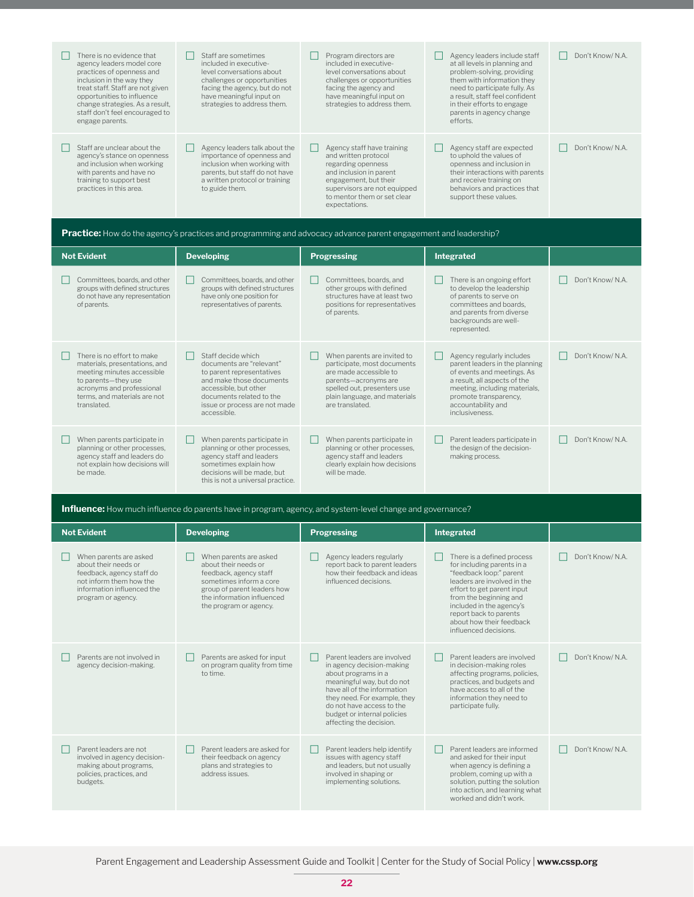| | | | | |
|---|---|---|---|---|
| ☐ There is no evidence that agency leaders model core practices of openness and inclusion in the way they treat staff. Staff are not given opportunities to influence change strategies. As a result, staff don't feel encouraged to engage parents. | ☐ Staff are sometimes included in executive-level conversations about challenges or opportunities facing the agency, but do not have meaningful input on strategies to address them. | ☐ Program directors are included in executive-level conversations about challenges or opportunities facing the agency and have meaningful input on strategies to address them. | ☐ Agency leaders include staff at all levels in planning and problem-solving, providing them with information they need to participate fully. As a result, staff feel confident in their efforts to engage parents in agency change efforts. | ☐ Don't Know/ N.A. |
| ☐ Staff are unclear about the agency's stance on openness and inclusion when working with parents and have no training to support best practices in this area. | ☐ Agency leaders talk about the importance of openness and inclusion when working with parents, but staff do not have a written protocol or training to guide them. | ☐ Agency staff have training and written protocol regarding openness and inclusion in parent engagement, but their supervisors are not equipped to mentor them or set clear expectations. | ☐ Agency staff are expected to uphold the values of openness and inclusion in their interactions with parents and receive training on behaviors and practices that support these values. | ☐ Don't Know/ N.A. |

**Practice:** How do the agency's practices and programming and advocacy advance parent engagement and leadership?

| Not Evident | Developing | Progressing | Integrated | |
|---|---|---|---|---|
| ☐ Committees, boards, and other groups with defined structures do not have any representation of parents. | ☐ Committees, boards, and other groups with defined structures have only one position for representatives of parents. | ☐ Committees, boards, and other groups with defined structures have at least two positions for representatives of parents. | ☐ There is an ongoing effort to develop the leadership of parents to serve on committees and boards, and parents from diverse backgrounds are well-represented. | ☐ Don't Know/ N.A. |
| ☐ There is no effort to make materials, presentations, and meeting minutes accessible to parents—they use acronyms and professional terms, and materials are not translated. | ☐ Staff decide which documents are "relevant" to parent representatives and make those documents accessible, but other documents related to the issue or process are not made accessible. | ☐ When parents are invited to participate, most documents are made accessible to parents—acronyms are spelled out, presenters use plain language, and materials are translated. | ☐ Agency regularly includes parent leaders in the planning of events and meetings. As a result, all aspects of the meeting, including materials, promote transparency, accountability and inclusiveness. | ☐ Don't Know/ N.A. |
| ☐ When parents participate in planning or other processes, agency staff and leaders do not explain how decisions will be made. | ☐ When parents participate in planning or other processes, agency staff and leaders sometimes explain how decisions will be made, but this is not a universal practice. | ☐ When parents participate in planning or other processes, agency staff and leaders clearly explain how decisions will be made. | ☐ Parent leaders participate in the design of the decision-making process. | ☐ Don't Know/ N.A. |

**Influence:** How much influence do parents have in program, agency, and system-level change and governance?

| Not Evident | Developing | Progressing | Integrated | |
|---|---|---|---|---|
| ☐ When parents are asked about their needs or feedback, agency staff do not inform them how the information influenced the program or agency. | ☐ When parents are asked about their needs or feedback, agency staff sometimes inform a core group of parent leaders how the information influenced the program or agency. | ☐ Agency leaders regularly report back to parent leaders how their feedback and ideas influenced decisions. | ☐ There is a defined process for including parents in a "feedback loop:" parent leaders are involved in the effort to get parent input from the beginning and included in the agency's report back to parents about how their feedback influenced decisions. | ☐ Don't Know/ N.A. |
| ☐ Parents are not involved in agency decision-making. | ☐ Parents are asked for input on program quality from time to time. | ☐ Parent leaders are involved in agency decision-making about programs in a meaningful way, but do not have all of the information they need. For example, they do not have access to the budget or internal policies affecting the decision. | ☐ Parent leaders are involved in decision-making roles affecting programs, policies, practices, and budgets and have access to all of the information they need to participate fully. | ☐ Don't Know/ N.A. |
| ☐ Parent leaders are not involved in agency decision-making about programs, policies, practices, and budgets. | ☐ Parent leaders are asked for their feedback on agency plans and strategies to address issues. | ☐ Parent leaders help identify issues with agency staff and leaders, but not usually involved in shaping or implementing solutions. | ☐ Parent leaders are informed and asked for their input when agency is defining a problem, coming up with a solution, putting the solution into action, and learning what worked and didn't work. | ☐ Don't Know/ N.A. |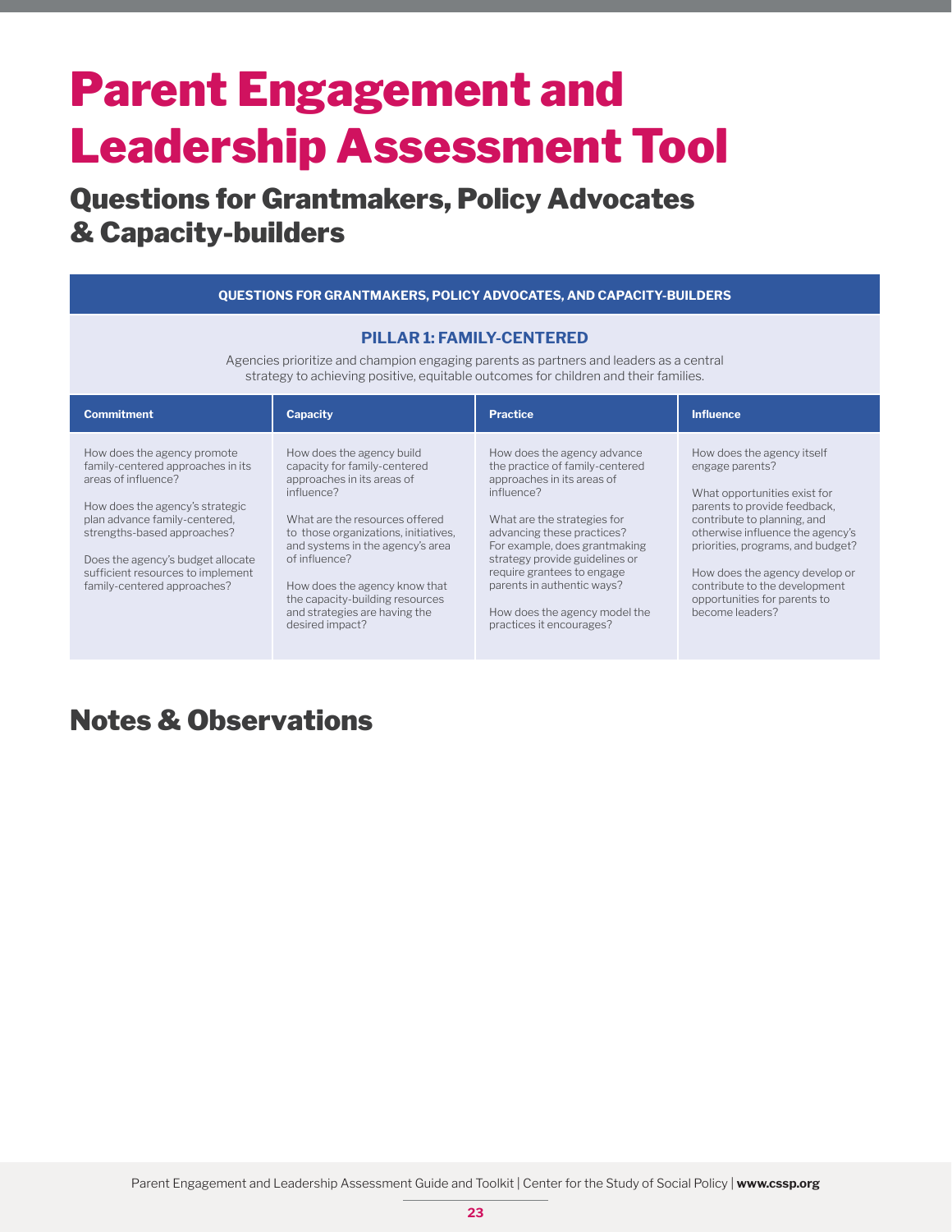# Parent Engagement and Leadership Assessment Tool

## Questions for Grantmakers, Policy Advocates & Capacity-builders

**QUESTIONS FOR GRANTMAKERS, POLICY ADVOCATES, AND CAPACITY-BUILDERS**

### PILLAR 1: FAMILY-CENTERED

Agencies prioritize and champion engaging parents as partners and leaders as a central strategy to achieving positive, equitable outcomes for children and their families.

| Commitment | Capacity | Practice | Influence |
|---|---|---|---|
| How does the agency promote family-centered approaches in its areas of influence?<br><br>How does the agency's strategic plan advance family-centered, strengths-based approaches?<br><br>Does the agency's budget allocate sufficient resources to implement family-centered approaches? | How does the agency build capacity for family-centered approaches in its areas of influence?<br><br>What are the resources offered to those organizations, initiatives, and systems in the agency's area of influence?<br><br>How does the agency know that the capacity-building resources and strategies are having the desired impact? | How does the agency advance the practice of family-centered approaches in its areas of influence?<br><br>What are the strategies for advancing these practices? For example, does grantmaking strategy provide guidelines or require grantees to engage parents in authentic ways?<br><br>How does the agency model the practices it encourages? | How does the agency itself engage parents?<br><br>What opportunities exist for parents to provide feedback, contribute to planning, and otherwise influence the agency's priorities, programs, and budget?<br><br>How does the agency develop or contribute to the development opportunities for parents to become leaders? |

## Notes & Observations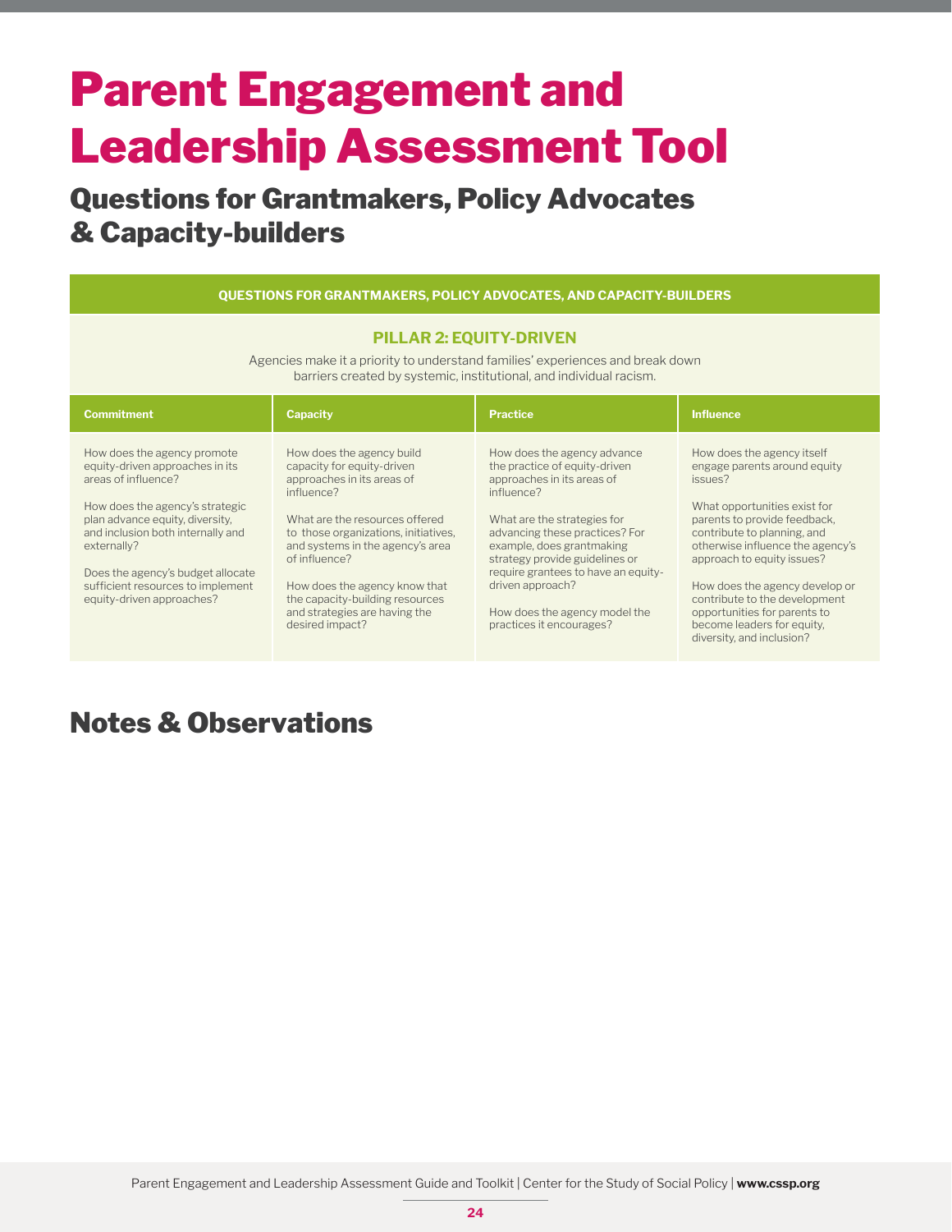# Parent Engagement and Leadership Assessment Tool

## Questions for Grantmakers, Policy Advocates & Capacity-builders

**QUESTIONS FOR GRANTMAKERS, POLICY ADVOCATES, AND CAPACITY-BUILDERS**

**PILLAR 2: EQUITY-DRIVEN**

Agencies make it a priority to understand families' experiences and break down barriers created by systemic, institutional, and individual racism.

| Commitment | Capacity | Practice | Influence |
|---|---|---|---|
| How does the agency promote equity-driven approaches in its areas of influence?<br><br>How does the agency's strategic plan advance equity, diversity, and inclusion both internally and externally?<br><br>Does the agency's budget allocate sufficient resources to implement equity-driven approaches? | How does the agency build capacity for equity-driven approaches in its areas of influence?<br><br>What are the resources offered to those organizations, initiatives, and systems in the agency's area of influence?<br><br>How does the agency know that the capacity-building resources and strategies are having the desired impact? | How does the agency advance the practice of equity-driven approaches in its areas of influence?<br><br>What are the strategies for advancing these practices? For example, does grantmaking strategy provide guidelines or require grantees to have an equity-driven approach?<br><br>How does the agency model the practices it encourages? | How does the agency itself engage parents around equity issues?<br><br>What opportunities exist for parents to provide feedback, contribute to planning, and otherwise influence the agency's approach to equity issues?<br><br>How does the agency develop or contribute to the development opportunities for parents to become leaders for equity, diversity, and inclusion? |

## Notes & Observations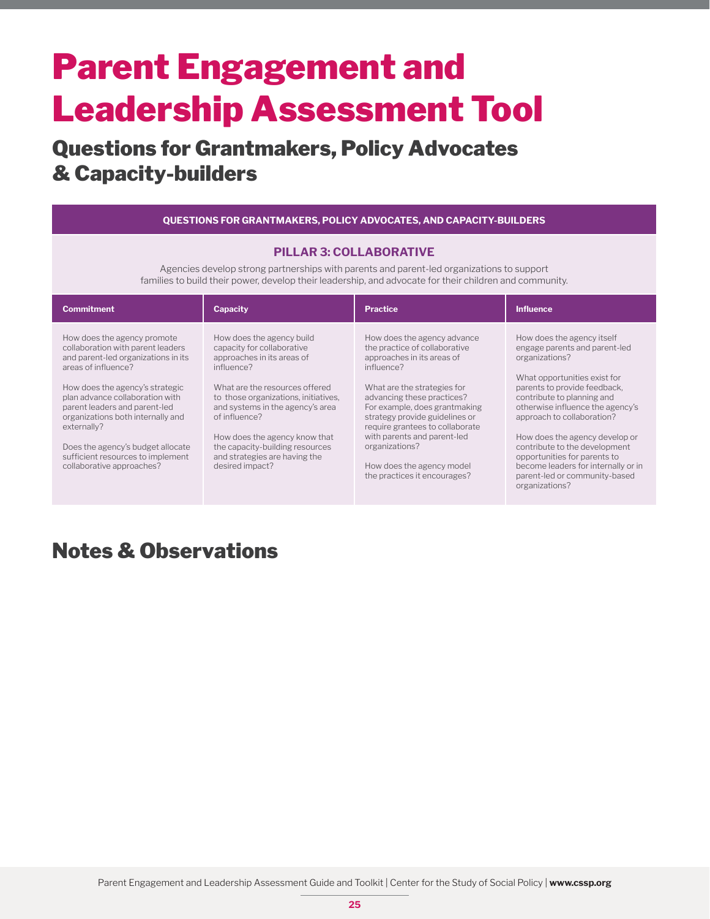# Parent Engagement and Leadership Assessment Tool

## Questions for Grantmakers, Policy Advocates & Capacity-builders

**QUESTIONS FOR GRANTMAKERS, POLICY ADVOCATES, AND CAPACITY-BUILDERS**

**PILLAR 3: COLLABORATIVE**

Agencies develop strong partnerships with parents and parent-led organizations to support families to build their power, develop their leadership, and advocate for their children and community.

| Commitment | Capacity | Practice | Influence |
|---|---|---|---|
| How does the agency promote collaboration with parent leaders and parent-led organizations in its areas of influence?<br><br>How does the agency's strategic plan advance collaboration with parent leaders and parent-led organizations both internally and externally?<br><br>Does the agency's budget allocate sufficient resources to implement collaborative approaches? | How does the agency build capacity for collaborative approaches in its areas of influence?<br><br>What are the resources offered to those organizations, initiatives, and systems in the agency's area of influence?<br><br>How does the agency know that the capacity-building resources and strategies are having the desired impact? | How does the agency advance the practice of collaborative approaches in its areas of influence?<br><br>What are the strategies for advancing these practices? For example, does grantmaking strategy provide guidelines or require grantees to collaborate with parents and parent-led organizations?<br><br>How does the agency model the practices it encourages? | How does the agency itself engage parents and parent-led organizations?<br><br>What opportunities exist for parents to provide feedback, contribute to planning and otherwise influence the agency's approach to collaboration?<br><br>How does the agency develop or contribute to the development opportunities for parents to become leaders for internally or in parent-led or community-based organizations? |

## Notes & Observations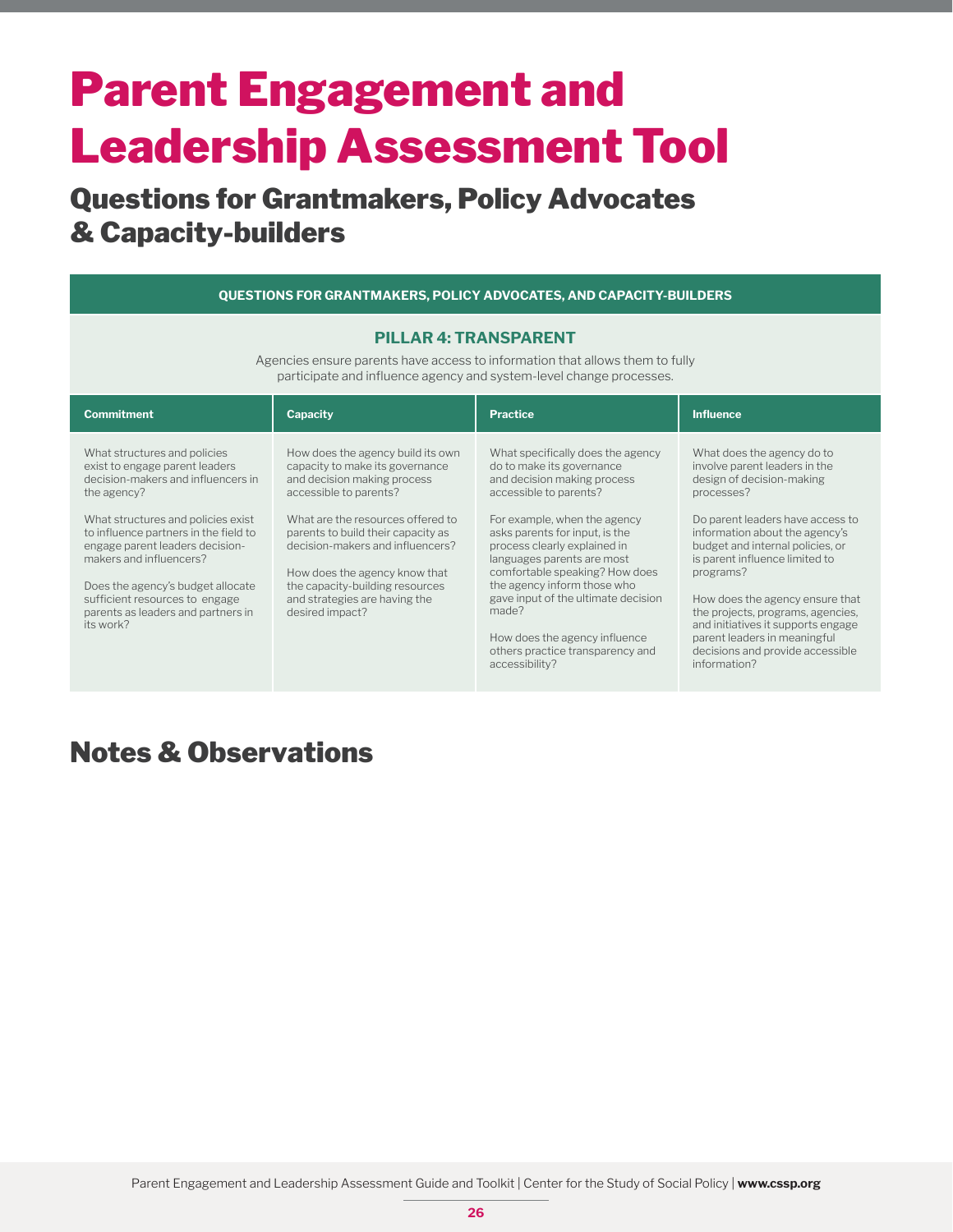# Parent Engagement and Leadership Assessment Tool

## Questions for Grantmakers, Policy Advocates & Capacity-builders

| QUESTIONS FOR GRANTMAKERS, POLICY ADVOCATES, AND CAPACITY-BUILDERS | | | |
|---|---|---|---|
| **PILLAR 4: TRANSPARENT**<br>Agencies ensure parents have access to information that allows them to fully participate and influence agency and system-level change processes. | | | |
| **Commitment** | **Capacity** | **Practice** | **Influence** |
| What structures and policies exist to engage parent leaders decision-makers and influencers in the agency?<br><br>What structures and policies exist to influence partners in the field to engage parent leaders decision-makers and influencers?<br><br>Does the agency's budget allocate sufficient resources to engage parents as leaders and partners in its work? | How does the agency build its own capacity to make its governance and decision making process accessible to parents?<br><br>What are the resources offered to parents to build their capacity as decision-makers and influencers?<br><br>How does the agency know that the capacity-building resources and strategies are having the desired impact? | What specifically does the agency do to make its governance and decision making process accessible to parents?<br><br>For example, when the agency asks parents for input, is the process clearly explained in languages parents are most comfortable speaking? How does the agency inform those who gave input of the ultimate decision made?<br><br>How does the agency influence others practice transparency and accessibility? | What does the agency do to involve parent leaders in the design of decision-making processes?<br><br>Do parent leaders have access to information about the agency's budget and internal policies, or is parent influence limited to programs?<br><br>How does the agency ensure that the projects, programs, agencies, and initiatives it supports engage parent leaders in meaningful decisions and provide accessible information? |

## Notes & Observations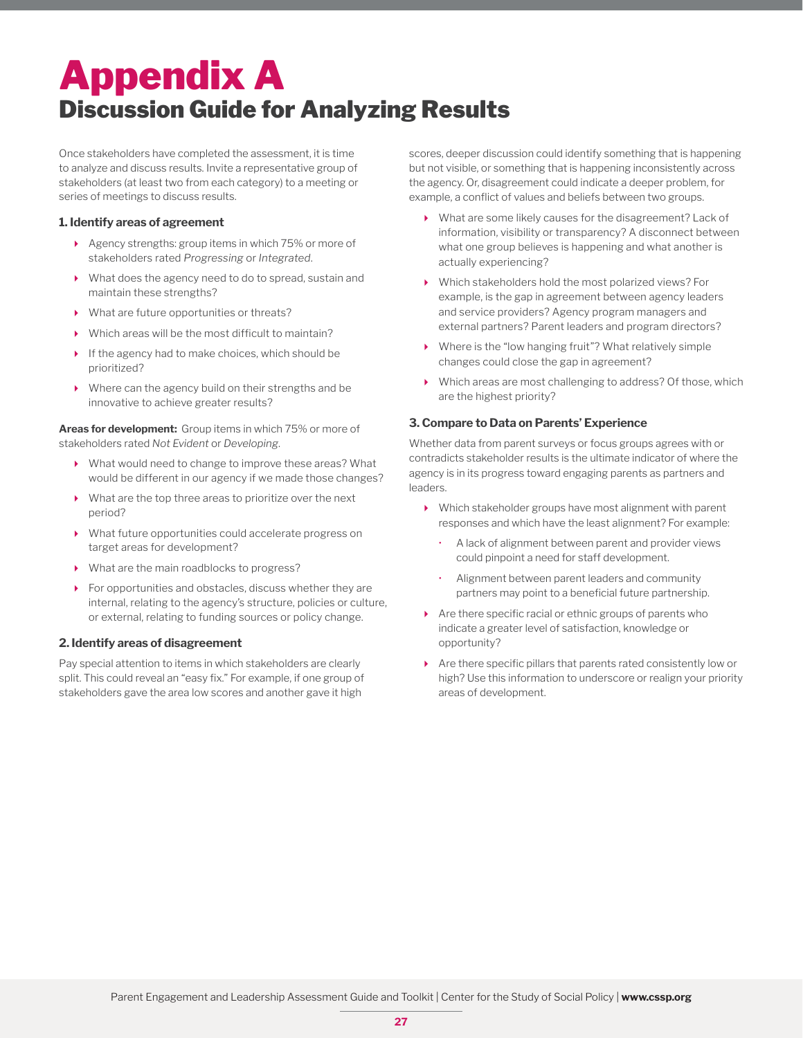# Appendix A
## Discussion Guide for Analyzing Results

Once stakeholders have completed the assessment, it is time to analyze and discuss results. Invite a representative group of stakeholders (at least two from each category) to a meeting or series of meetings to discuss results.

### 1. Identify areas of agreement

- Agency strengths: group items in which 75% or more of stakeholders rated *Progressing* or *Integrated*.
- What does the agency need to do to spread, sustain and maintain these strengths?
- What are future opportunities or threats?
- Which areas will be the most difficult to maintain?
- If the agency had to make choices, which should be prioritized?
- Where can the agency build on their strengths and be innovative to achieve greater results?

**Areas for development:** Group items in which 75% or more of stakeholders rated *Not Evident* or *Developing*.

- What would need to change to improve these areas? What would be different in our agency if we made those changes?
- What are the top three areas to prioritize over the next period?
- What future opportunities could accelerate progress on target areas for development?
- What are the main roadblocks to progress?
- For opportunities and obstacles, discuss whether they are internal, relating to the agency's structure, policies or culture, or external, relating to funding sources or policy change.

### 2. Identify areas of disagreement

Pay special attention to items in which stakeholders are clearly split. This could reveal an "easy fix." For example, if one group of stakeholders gave the area low scores and another gave it high scores, deeper discussion could identify something that is happening but not visible, or something that is happening inconsistently across the agency. Or, disagreement could indicate a deeper problem, for example, a conflict of values and beliefs between two groups.

- What are some likely causes for the disagreement? Lack of information, visibility or transparency? A disconnect between what one group believes is happening and what another is actually experiencing?
- Which stakeholders hold the most polarized views? For example, is the gap in agreement between agency leaders and service providers? Agency program managers and external partners? Parent leaders and program directors?
- Where is the "low hanging fruit"? What relatively simple changes could close the gap in agreement?
- Which areas are most challenging to address? Of those, which are the highest priority?

### 3. Compare to Data on Parents' Experience

Whether data from parent surveys or focus groups agrees with or contradicts stakeholder results is the ultimate indicator of where the agency is in its progress toward engaging parents as partners and leaders.

- Which stakeholder groups have most alignment with parent responses and which have the least alignment? For example:
  - A lack of alignment between parent and provider views could pinpoint a need for staff development.
  - Alignment between parent leaders and community partners may point to a beneficial future partnership.
- Are there specific racial or ethnic groups of parents who indicate a greater level of satisfaction, knowledge or opportunity?
- Are there specific pillars that parents rated consistently low or high? Use this information to underscore or realign your priority areas of development.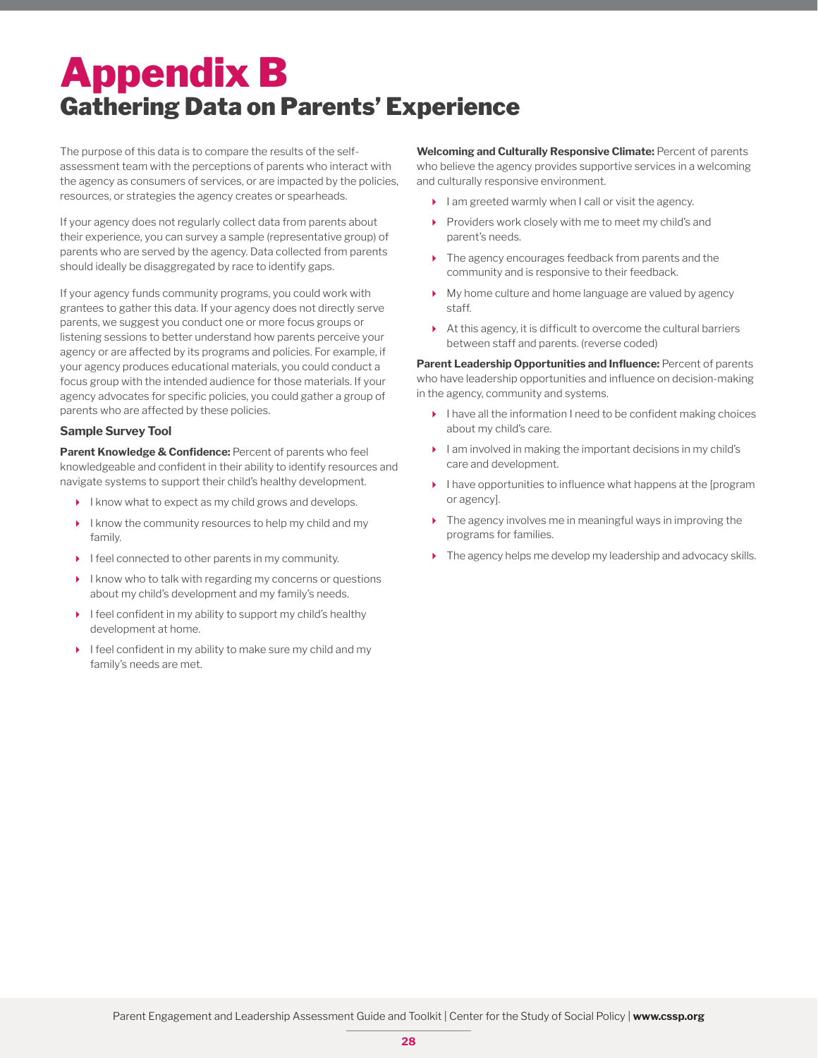# Appendix B
## Gathering Data on Parents' Experience

The purpose of this data is to compare the results of the self-assessment team with the perceptions of parents who interact with the agency as consumers of services, or are impacted by the policies, resources, or strategies the agency creates or spearheads.

If your agency does not regularly collect data from parents about their experience, you can survey a sample (representative group) of parents who are served by the agency. Data collected from parents should ideally be disaggregated by race to identify gaps.

If your agency funds community programs, you could work with grantees to gather this data. If your agency does not directly serve parents, we suggest you conduct one or more focus groups or listening sessions to better understand how parents perceive your agency or are affected by its programs and policies. For example, if your agency produces educational materials, you could conduct a focus group with the intended audience for those materials. If your agency advocates for specific policies, you could gather a group of parents who are affected by these policies.

### Sample Survey Tool

**Parent Knowledge & Confidence:** Percent of parents who feel knowledgeable and confident in their ability to identify resources and navigate systems to support their child's healthy development.

- I know what to expect as my child grows and develops.
- I know the community resources to help my child and my family.
- I feel connected to other parents in my community.
- I know who to talk with regarding my concerns or questions about my child's development and my family's needs.
- I feel confident in my ability to support my child's healthy development at home.
- I feel confident in my ability to make sure my child and my family's needs are met.

**Welcoming and Culturally Responsive Climate:** Percent of parents who believe the agency provides supportive services in a welcoming and culturally responsive environment.

- I am greeted warmly when I call or visit the agency.
- Providers work closely with me to meet my child's and parent's needs.
- The agency encourages feedback from parents and the community and is responsive to their feedback.
- My home culture and home language are valued by agency staff.
- At this agency, it is difficult to overcome the cultural barriers between staff and parents. (reverse coded)

**Parent Leadership Opportunities and Influence:** Percent of parents who have leadership opportunities and influence on decision-making in the agency, community and systems.

- I have all the information I need to be confident making choices about my child's care.
- I am involved in making the important decisions in my child's care and development.
- I have opportunities to influence what happens at the [program or agency].
- The agency involves me in meaningful ways in improving the programs for families.
- The agency helps me develop my leadership and advocacy skills.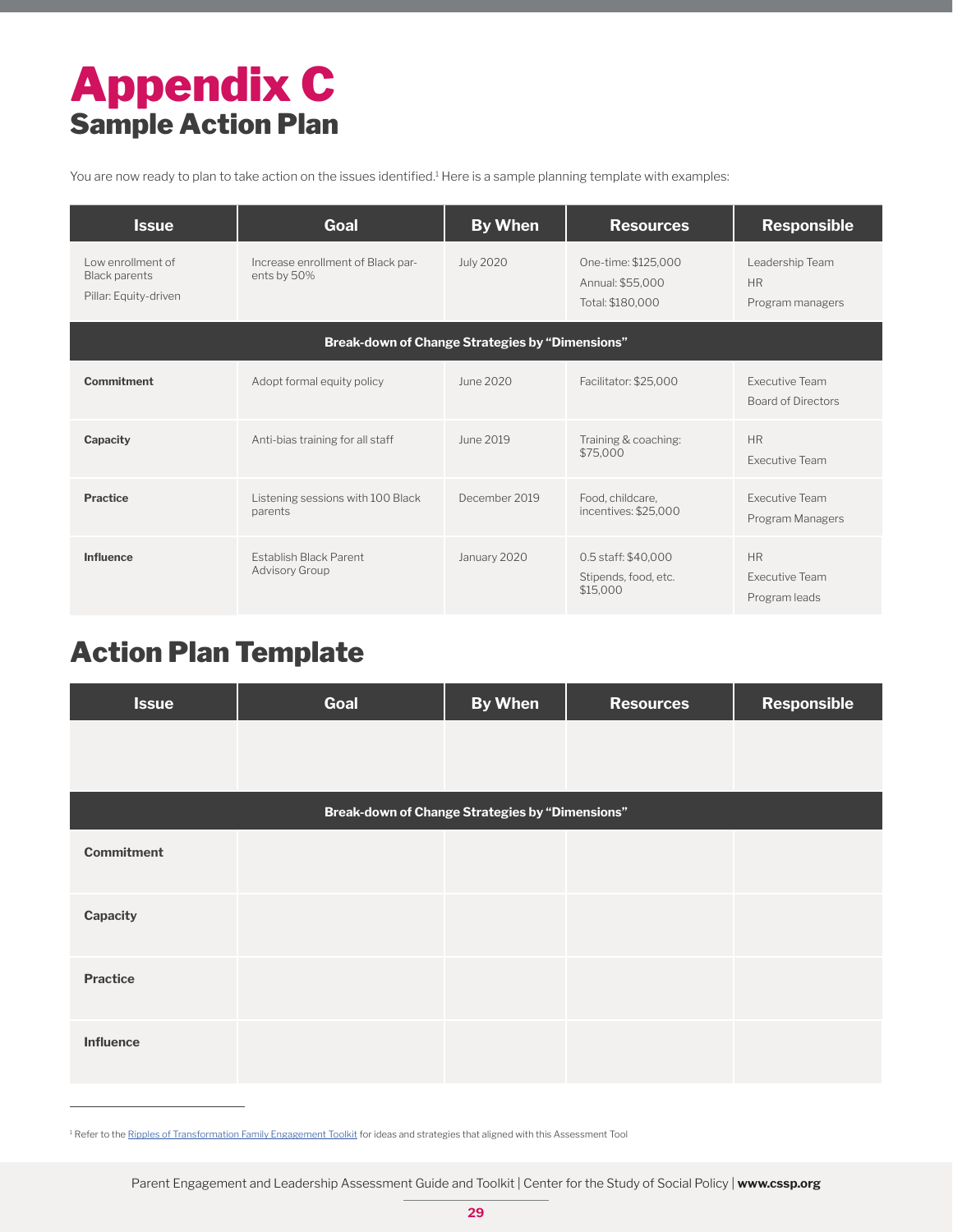# Appendix C

## Sample Action Plan

You are now ready to plan to take action on the issues identified.[1] Here is a sample planning template with examples:

| Issue | Goal | By When | Resources | Responsible |
|---|---|---|---|---|
| Low enrollment of Black parents<br>Pillar: Equity-driven | Increase enrollment of Black parents by 50% | July 2020 | One-time: $125,000<br>Annual: $55,000<br>Total: $180,000 | Leadership Team<br>HR<br>Program managers |
| **Break-down of Change Strategies by "Dimensions"** | | | | |
| **Commitment** | Adopt formal equity policy | June 2020 | Facilitator: $25,000 | Executive Team<br>Board of Directors |
| **Capacity** | Anti-bias training for all staff | June 2019 | Training & coaching: $75,000 | HR<br>Executive Team |
| **Practice** | Listening sessions with 100 Black parents | December 2019 | Food, childcare, incentives: $25,000 | Executive Team<br>Program Managers |
| **Influence** | Establish Black Parent Advisory Group | January 2020 | 0.5 staff: $40,000<br>Stipends, food, etc. $15,000 | HR<br>Executive Team<br>Program leads |

## Action Plan Template

| Issue | Goal | By When | Resources | Responsible |
|---|---|---|---|---|
| | | | | |
| **Break-down of Change Strategies by "Dimensions"** | | | | |
| **Commitment** | | | | |
| **Capacity** | | | | |
| **Practice** | | | | |
| **Influence** | | | | |

[1] Refer to the Ripples of Transformation Family Engagement Toolkit for ideas and strategies that aligned with this Assessment Tool